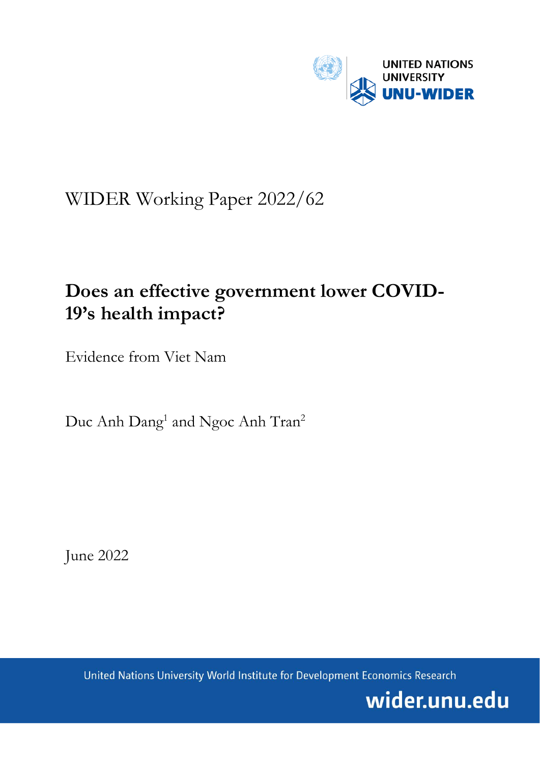UNITED NATIONS UNIVERSITY UNU-WIDER

WIDER Working Paper 2022/62

# Does an effective government lower COVID-19's health impact?

Evidence from Viet Nam

Duc Anh Dang[1] and Ngoc Anh Tran[2]

June 2022

United Nations University World Institute for Development Economics Research

wider.unu.edu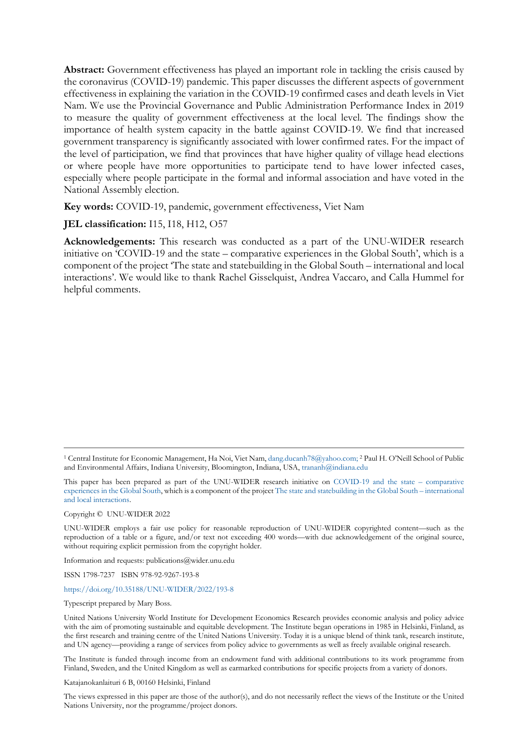**Abstract:** Government effectiveness has played an important role in tackling the crisis caused by the coronavirus (COVID-19) pandemic. This paper discusses the different aspects of government effectiveness in explaining the variation in the COVID-19 confirmed cases and death levels in Viet Nam. We use the Provincial Governance and Public Administration Performance Index in 2019 to measure the quality of government effectiveness at the local level. The findings show the importance of health system capacity in the battle against COVID-19. We find that increased government transparency is significantly associated with lower confirmed rates. For the impact of the level of participation, we find that provinces that have higher quality of village head elections or where people have more opportunities to participate tend to have lower infected cases, especially where people participate in the formal and informal association and have voted in the National Assembly election.

**Key words:** COVID-19, pandemic, government effectiveness, Viet Nam

**JEL classification:** I15, I18, H12, O57

**Acknowledgements:** This research was conducted as a part of the UNU-WIDER research initiative on 'COVID-19 and the state – comparative experiences in the Global South', which is a component of the project 'The state and statebuilding in the Global South – international and local interactions'. We would like to thank Rachel Gisselquist, Andrea Vaccaro, and Calla Hummel for helpful comments.

---

[1] Central Institute for Economic Management, Ha Noi, Viet Nam, dang.ducanh78@yahoo.com; [2] Paul H. O'Neill School of Public and Environmental Affairs, Indiana University, Bloomington, Indiana, USA, trananh@indiana.edu

This paper has been prepared as part of the UNU-WIDER research initiative on COVID-19 and the state – comparative experiences in the Global South, which is a component of the project The state and statebuilding in the Global South – international and local interactions.

Copyright © UNU-WIDER 2022

UNU-WIDER employs a fair use policy for reasonable reproduction of UNU-WIDER copyrighted content—such as the reproduction of a table or a figure, and/or text not exceeding 400 words—with due acknowledgement of the original source, without requiring explicit permission from the copyright holder.

Information and requests: publications@wider.unu.edu

ISSN 1798-7237 ISBN 978-92-9267-193-8

https://doi.org/10.35188/UNU-WIDER/2022/193-8

Typescript prepared by Mary Boss.

United Nations University World Institute for Development Economics Research provides economic analysis and policy advice with the aim of promoting sustainable and equitable development. The Institute began operations in 1985 in Helsinki, Finland, as the first research and training centre of the United Nations University. Today it is a unique blend of think tank, research institute, and UN agency—providing a range of services from policy advice to governments as well as freely available original research.

The Institute is funded through income from an endowment fund with additional contributions to its work programme from Finland, Sweden, and the United Kingdom as well as earmarked contributions for specific projects from a variety of donors.

Katajanokanlaituri 6 B, 00160 Helsinki, Finland

The views expressed in this paper are those of the author(s), and do not necessarily reflect the views of the Institute or the United Nations University, nor the programme/project donors.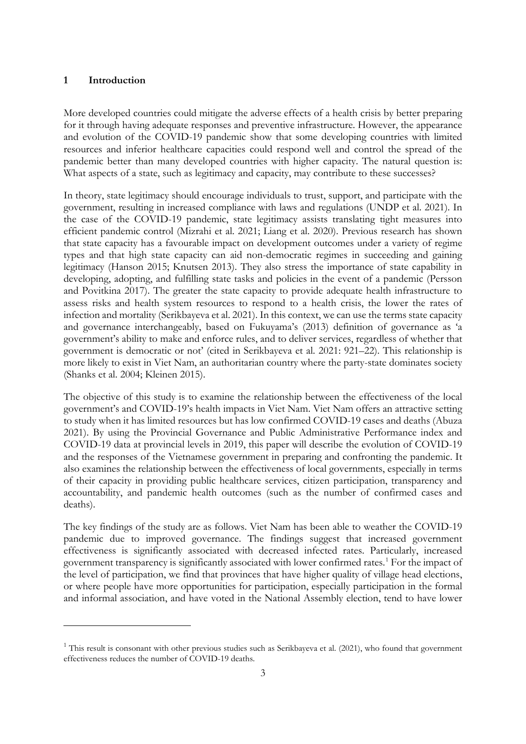## 1 Introduction

More developed countries could mitigate the adverse effects of a health crisis by better preparing for it through having adequate responses and preventive infrastructure. However, the appearance and evolution of the COVID-19 pandemic show that some developing countries with limited resources and inferior healthcare capacities could respond well and control the spread of the pandemic better than many developed countries with higher capacity. The natural question is: What aspects of a state, such as legitimacy and capacity, may contribute to these successes?

In theory, state legitimacy should encourage individuals to trust, support, and participate with the government, resulting in increased compliance with laws and regulations (UNDP et al. 2021). In the case of the COVID-19 pandemic, state legitimacy assists translating tight measures into efficient pandemic control (Mizrahi et al. 2021; Liang et al. 2020). Previous research has shown that state capacity has a favourable impact on development outcomes under a variety of regime types and that high state capacity can aid non-democratic regimes in succeeding and gaining legitimacy (Hanson 2015; Knutsen 2013). They also stress the importance of state capability in developing, adopting, and fulfilling state tasks and policies in the event of a pandemic (Persson and Povitkina 2017). The greater the state capacity to provide adequate health infrastructure to assess risks and health system resources to respond to a health crisis, the lower the rates of infection and mortality (Serikbayeva et al. 2021). In this context, we can use the terms state capacity and governance interchangeably, based on Fukuyama's (2013) definition of governance as 'a government's ability to make and enforce rules, and to deliver services, regardless of whether that government is democratic or not' (cited in Serikbayeva et al. 2021: 921–22). This relationship is more likely to exist in Viet Nam, an authoritarian country where the party-state dominates society (Shanks et al. 2004; Kleinen 2015).

The objective of this study is to examine the relationship between the effectiveness of the local government's and COVID-19's health impacts in Viet Nam. Viet Nam offers an attractive setting to study when it has limited resources but has low confirmed COVID-19 cases and deaths (Abuza 2021). By using the Provincial Governance and Public Administrative Performance index and COVID-19 data at provincial levels in 2019, this paper will describe the evolution of COVID-19 and the responses of the Vietnamese government in preparing and confronting the pandemic. It also examines the relationship between the effectiveness of local governments, especially in terms of their capacity in providing public healthcare services, citizen participation, transparency and accountability, and pandemic health outcomes (such as the number of confirmed cases and deaths).

The key findings of the study are as follows. Viet Nam has been able to weather the COVID-19 pandemic due to improved governance. The findings suggest that increased government effectiveness is significantly associated with decreased infected rates. Particularly, increased government transparency is significantly associated with lower confirmed rates.[1] For the impact of the level of participation, we find that provinces that have higher quality of village head elections, or where people have more opportunities for participation, especially participation in the formal and informal association, and have voted in the National Assembly election, tend to have lower

[1] This result is consonant with other previous studies such as Serikbayeva et al. (2021), who found that government effectiveness reduces the number of COVID-19 deaths.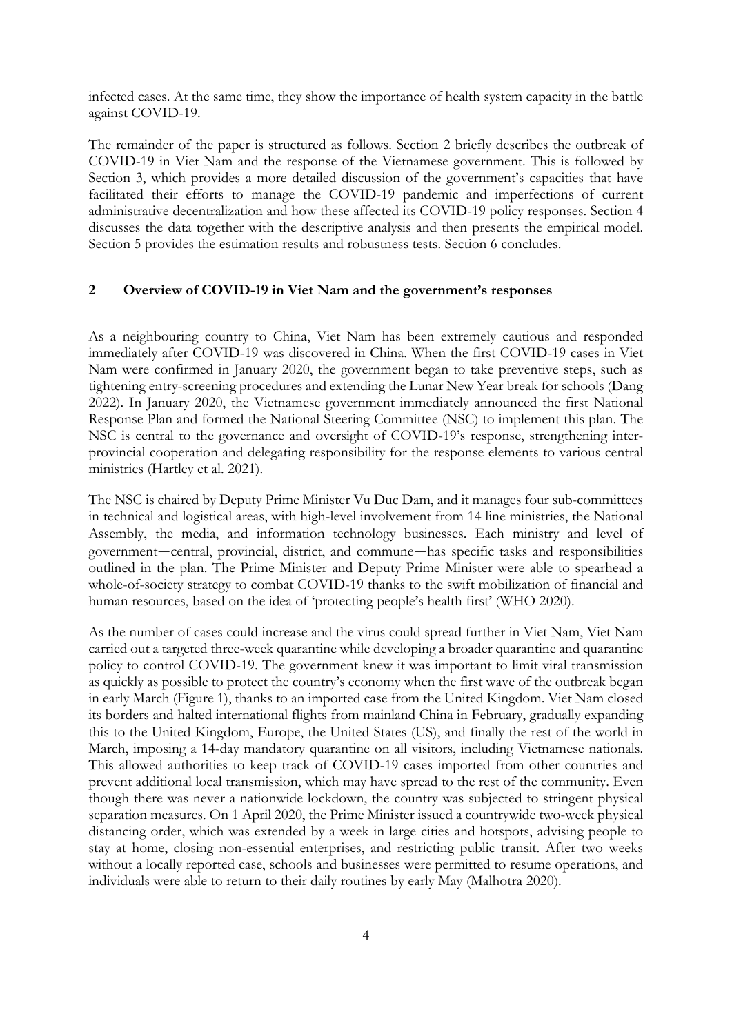infected cases. At the same time, they show the importance of health system capacity in the battle against COVID-19.

The remainder of the paper is structured as follows. Section 2 briefly describes the outbreak of COVID-19 in Viet Nam and the response of the Vietnamese government. This is followed by Section 3, which provides a more detailed discussion of the government's capacities that have facilitated their efforts to manage the COVID-19 pandemic and imperfections of current administrative decentralization and how these affected its COVID-19 policy responses. Section 4 discusses the data together with the descriptive analysis and then presents the empirical model. Section 5 provides the estimation results and robustness tests. Section 6 concludes.

## 2 Overview of COVID-19 in Viet Nam and the government's responses

As a neighbouring country to China, Viet Nam has been extremely cautious and responded immediately after COVID-19 was discovered in China. When the first COVID-19 cases in Viet Nam were confirmed in January 2020, the government began to take preventive steps, such as tightening entry-screening procedures and extending the Lunar New Year break for schools (Dang 2022). In January 2020, the Vietnamese government immediately announced the first National Response Plan and formed the National Steering Committee (NSC) to implement this plan. The NSC is central to the governance and oversight of COVID-19's response, strengthening inter-provincial cooperation and delegating responsibility for the response elements to various central ministries (Hartley et al. 2021).

The NSC is chaired by Deputy Prime Minister Vu Duc Dam, and it manages four sub-committees in technical and logistical areas, with high-level involvement from 14 line ministries, the National Assembly, the media, and information technology businesses. Each ministry and level of government—central, provincial, district, and commune—has specific tasks and responsibilities outlined in the plan. The Prime Minister and Deputy Prime Minister were able to spearhead a whole-of-society strategy to combat COVID-19 thanks to the swift mobilization of financial and human resources, based on the idea of 'protecting people's health first' (WHO 2020).

As the number of cases could increase and the virus could spread further in Viet Nam, Viet Nam carried out a targeted three-week quarantine while developing a broader quarantine and quarantine policy to control COVID-19. The government knew it was important to limit viral transmission as quickly as possible to protect the country's economy when the first wave of the outbreak began in early March (Figure 1), thanks to an imported case from the United Kingdom. Viet Nam closed its borders and halted international flights from mainland China in February, gradually expanding this to the United Kingdom, Europe, the United States (US), and finally the rest of the world in March, imposing a 14-day mandatory quarantine on all visitors, including Vietnamese nationals. This allowed authorities to keep track of COVID-19 cases imported from other countries and prevent additional local transmission, which may have spread to the rest of the community. Even though there was never a nationwide lockdown, the country was subjected to stringent physical separation measures. On 1 April 2020, the Prime Minister issued a countrywide two-week physical distancing order, which was extended by a week in large cities and hotspots, advising people to stay at home, closing non-essential enterprises, and restricting public transit. After two weeks without a locally reported case, schools and businesses were permitted to resume operations, and individuals were able to return to their daily routines by early May (Malhotra 2020).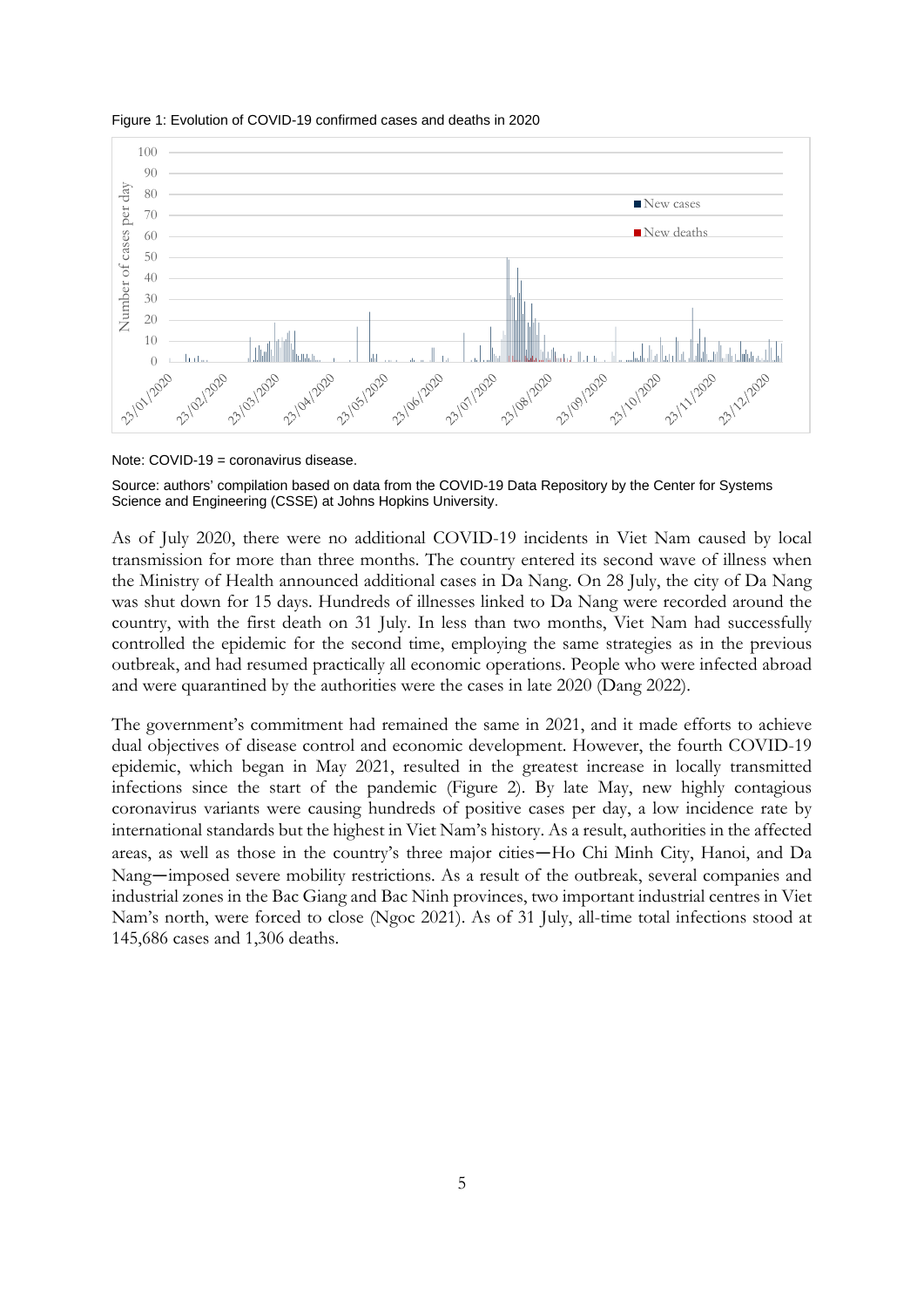Figure 1: Evolution of COVID-19 confirmed cases and deaths in 2020

Note: COVID-19 = coronavirus disease.

Source: authors' compilation based on data from the COVID-19 Data Repository by the Center for Systems Science and Engineering (CSSE) at Johns Hopkins University.

As of July 2020, there were no additional COVID-19 incidents in Viet Nam caused by local transmission for more than three months. The country entered its second wave of illness when the Ministry of Health announced additional cases in Da Nang. On 28 July, the city of Da Nang was shut down for 15 days. Hundreds of illnesses linked to Da Nang were recorded around the country, with the first death on 31 July. In less than two months, Viet Nam had successfully controlled the epidemic for the second time, employing the same strategies as in the previous outbreak, and had resumed practically all economic operations. People who were infected abroad and were quarantined by the authorities were the cases in late 2020 (Dang 2022).

The government's commitment had remained the same in 2021, and it made efforts to achieve dual objectives of disease control and economic development. However, the fourth COVID-19 epidemic, which began in May 2021, resulted in the greatest increase in locally transmitted infections since the start of the pandemic (Figure 2). By late May, new highly contagious coronavirus variants were causing hundreds of positive cases per day, a low incidence rate by international standards but the highest in Viet Nam's history. As a result, authorities in the affected areas, as well as those in the country's three major cities—Ho Chi Minh City, Hanoi, and Da Nang—imposed severe mobility restrictions. As a result of the outbreak, several companies and industrial zones in the Bac Giang and Bac Ninh provinces, two important industrial centres in Viet Nam's north, were forced to close (Ngoc 2021). As of 31 July, all-time total infections stood at 145,686 cases and 1,306 deaths.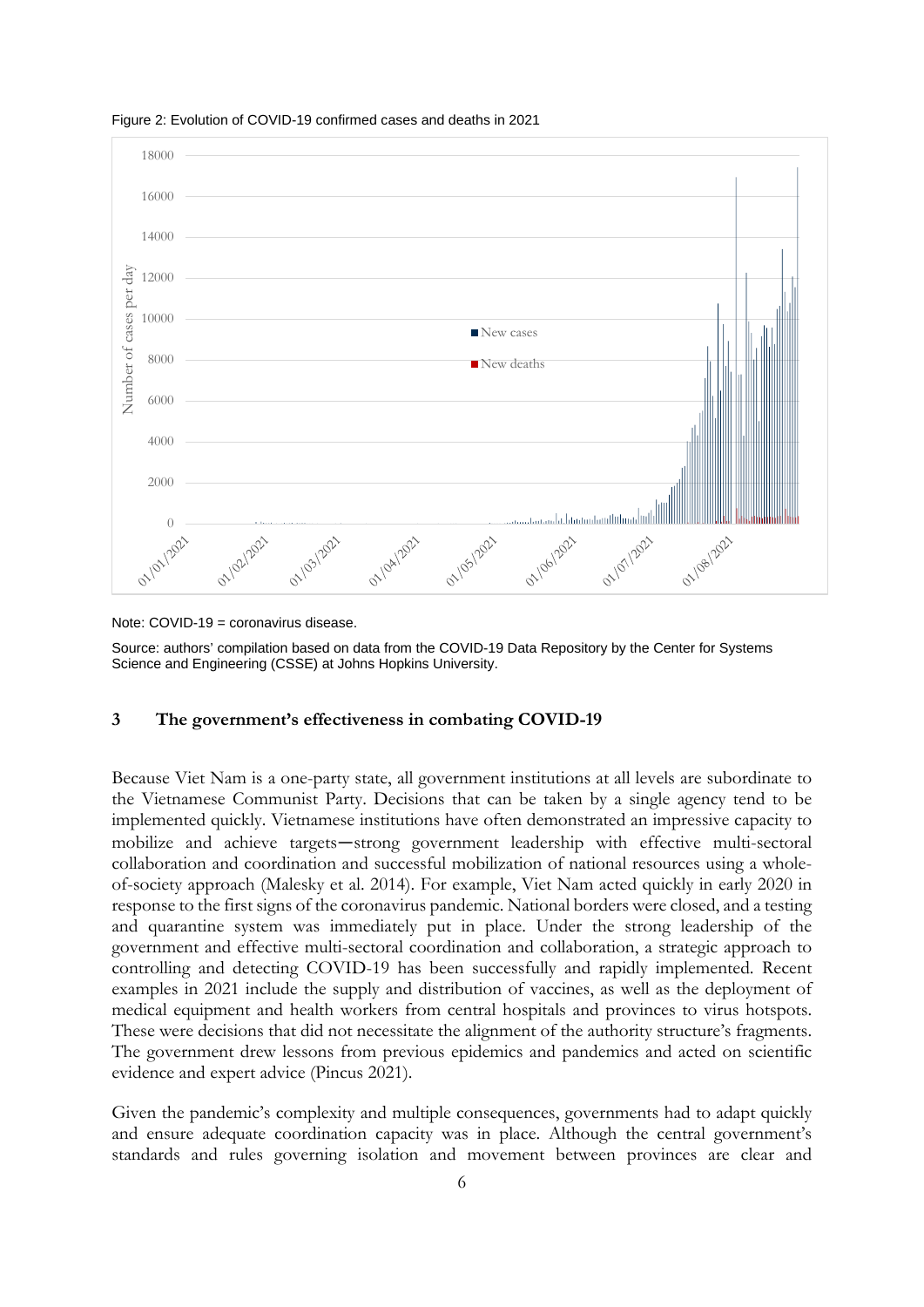Figure 2: Evolution of COVID-19 confirmed cases and deaths in 2021

Note: COVID-19 = coronavirus disease.

Source: authors' compilation based on data from the COVID-19 Data Repository by the Center for Systems Science and Engineering (CSSE) at Johns Hopkins University.

## 3 The government's effectiveness in combating COVID-19

Because Viet Nam is a one-party state, all government institutions at all levels are subordinate to the Vietnamese Communist Party. Decisions that can be taken by a single agency tend to be implemented quickly. Vietnamese institutions have often demonstrated an impressive capacity to mobilize and achieve targets—strong government leadership with effective multi-sectoral collaboration and coordination and successful mobilization of national resources using a whole-of-society approach (Malesky et al. 2014). For example, Viet Nam acted quickly in early 2020 in response to the first signs of the coronavirus pandemic. National borders were closed, and a testing and quarantine system was immediately put in place. Under the strong leadership of the government and effective multi-sectoral coordination and collaboration, a strategic approach to controlling and detecting COVID-19 has been successfully and rapidly implemented. Recent examples in 2021 include the supply and distribution of vaccines, as well as the deployment of medical equipment and health workers from central hospitals and provinces to virus hotspots. These were decisions that did not necessitate the alignment of the authority structure's fragments. The government drew lessons from previous epidemics and pandemics and acted on scientific evidence and expert advice (Pincus 2021).

Given the pandemic's complexity and multiple consequences, governments had to adapt quickly and ensure adequate coordination capacity was in place. Although the central government's standards and rules governing isolation and movement between provinces are clear and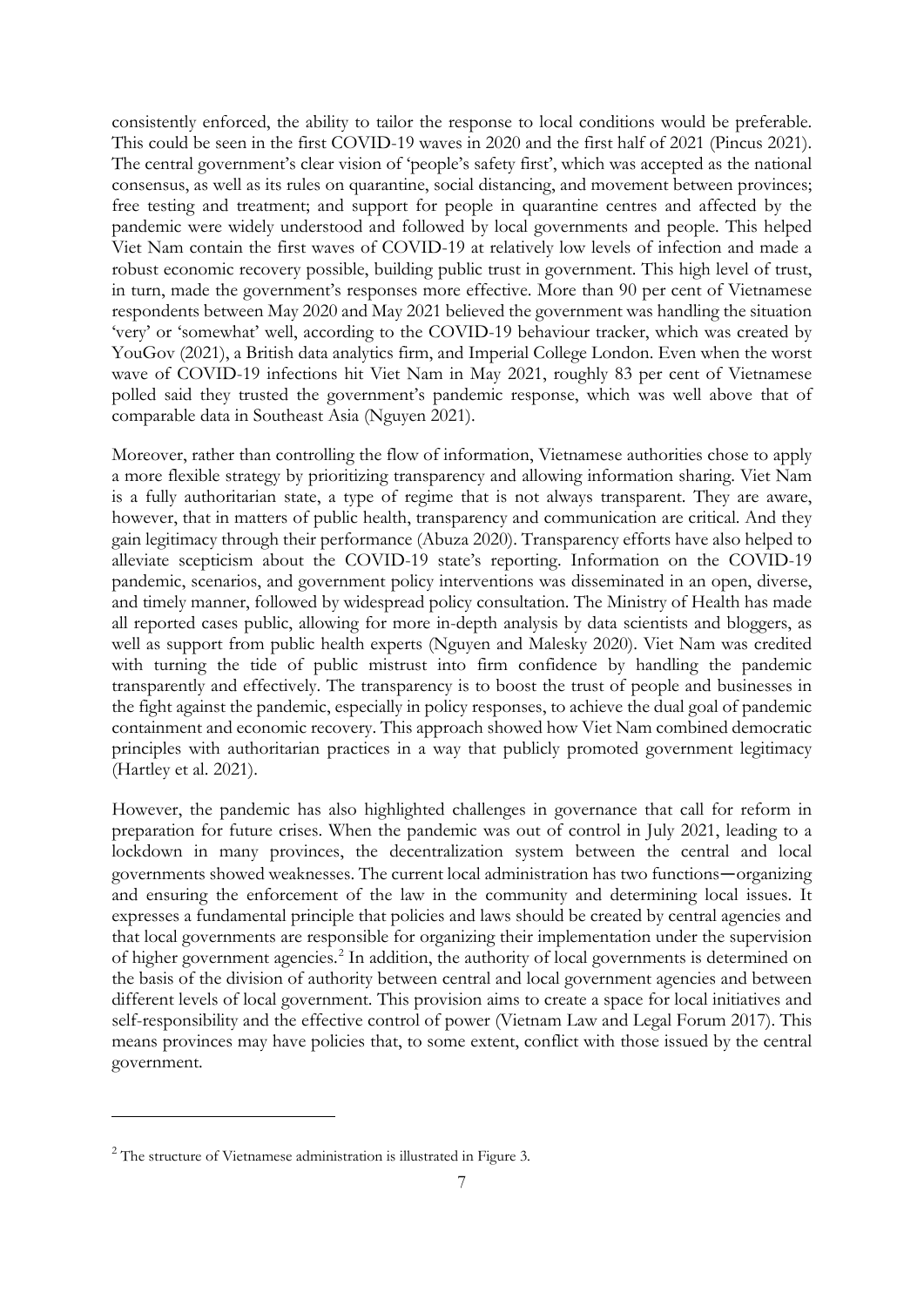consistently enforced, the ability to tailor the response to local conditions would be preferable. This could be seen in the first COVID-19 waves in 2020 and the first half of 2021 (Pincus 2021). The central government's clear vision of 'people's safety first', which was accepted as the national consensus, as well as its rules on quarantine, social distancing, and movement between provinces; free testing and treatment; and support for people in quarantine centres and affected by the pandemic were widely understood and followed by local governments and people. This helped Viet Nam contain the first waves of COVID-19 at relatively low levels of infection and made a robust economic recovery possible, building public trust in government. This high level of trust, in turn, made the government's responses more effective. More than 90 per cent of Vietnamese respondents between May 2020 and May 2021 believed the government was handling the situation 'very' or 'somewhat' well, according to the COVID-19 behaviour tracker, which was created by YouGov (2021), a British data analytics firm, and Imperial College London. Even when the worst wave of COVID-19 infections hit Viet Nam in May 2021, roughly 83 per cent of Vietnamese polled said they trusted the government's pandemic response, which was well above that of comparable data in Southeast Asia (Nguyen 2021).

Moreover, rather than controlling the flow of information, Vietnamese authorities chose to apply a more flexible strategy by prioritizing transparency and allowing information sharing. Viet Nam is a fully authoritarian state, a type of regime that is not always transparent. They are aware, however, that in matters of public health, transparency and communication are critical. And they gain legitimacy through their performance (Abuza 2020). Transparency efforts have also helped to alleviate scepticism about the COVID-19 state's reporting. Information on the COVID-19 pandemic, scenarios, and government policy interventions was disseminated in an open, diverse, and timely manner, followed by widespread policy consultation. The Ministry of Health has made all reported cases public, allowing for more in-depth analysis by data scientists and bloggers, as well as support from public health experts (Nguyen and Malesky 2020). Viet Nam was credited with turning the tide of public mistrust into firm confidence by handling the pandemic transparently and effectively. The transparency is to boost the trust of people and businesses in the fight against the pandemic, especially in policy responses, to achieve the dual goal of pandemic containment and economic recovery. This approach showed how Viet Nam combined democratic principles with authoritarian practices in a way that publicly promoted government legitimacy (Hartley et al. 2021).

However, the pandemic has also highlighted challenges in governance that call for reform in preparation for future crises. When the pandemic was out of control in July 2021, leading to a lockdown in many provinces, the decentralization system between the central and local governments showed weaknesses. The current local administration has two functions—organizing and ensuring the enforcement of the law in the community and determining local issues. It expresses a fundamental principle that policies and laws should be created by central agencies and that local governments are responsible for organizing their implementation under the supervision of higher government agencies.[2] In addition, the authority of local governments is determined on the basis of the division of authority between central and local government agencies and between different levels of local government. This provision aims to create a space for local initiatives and self-responsibility and the effective control of power (Vietnam Law and Legal Forum 2017). This means provinces may have policies that, to some extent, conflict with those issued by the central government.

---

[2] The structure of Vietnamese administration is illustrated in Figure 3.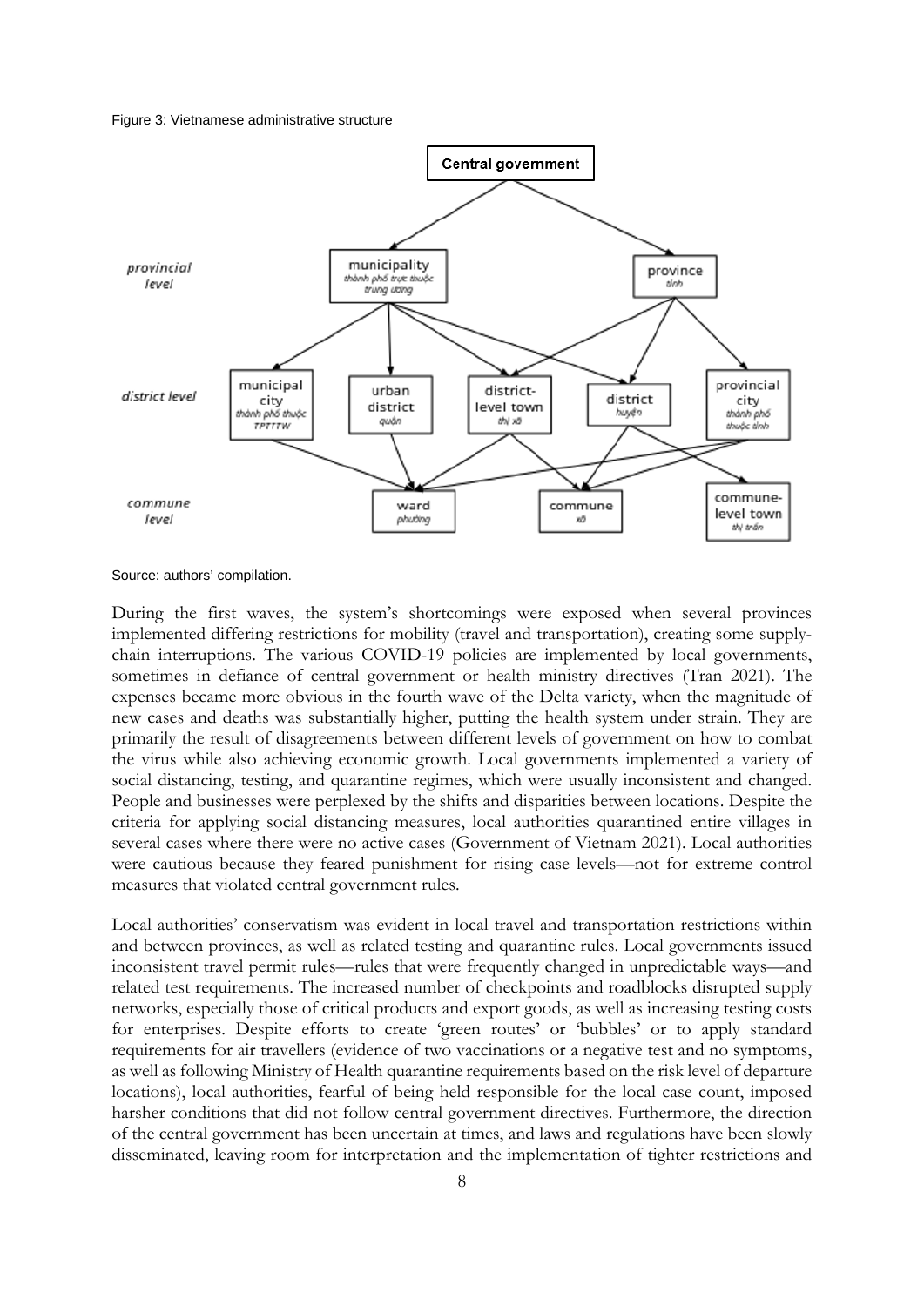Figure 3: Vietnamese administrative structure

Source: authors' compilation.

During the first waves, the system's shortcomings were exposed when several provinces implemented differing restrictions for mobility (travel and transportation), creating some supply-chain interruptions. The various COVID-19 policies are implemented by local governments, sometimes in defiance of central government or health ministry directives (Tran 2021). The expenses became more obvious in the fourth wave of the Delta variety, when the magnitude of new cases and deaths was substantially higher, putting the health system under strain. They are primarily the result of disagreements between different levels of government on how to combat the virus while also achieving economic growth. Local governments implemented a variety of social distancing, testing, and quarantine regimes, which were usually inconsistent and changed. People and businesses were perplexed by the shifts and disparities between locations. Despite the criteria for applying social distancing measures, local authorities quarantined entire villages in several cases where there were no active cases (Government of Vietnam 2021). Local authorities were cautious because they feared punishment for rising case levels—not for extreme control measures that violated central government rules.

Local authorities' conservatism was evident in local travel and transportation restrictions within and between provinces, as well as related testing and quarantine rules. Local governments issued inconsistent travel permit rules—rules that were frequently changed in unpredictable ways—and related test requirements. The increased number of checkpoints and roadblocks disrupted supply networks, especially those of critical products and export goods, as well as increasing testing costs for enterprises. Despite efforts to create 'green routes' or 'bubbles' or to apply standard requirements for air travellers (evidence of two vaccinations or a negative test and no symptoms, as well as following Ministry of Health quarantine requirements based on the risk level of departure locations), local authorities, fearful of being held responsible for the local case count, imposed harsher conditions that did not follow central government directives. Furthermore, the direction of the central government has been uncertain at times, and laws and regulations have been slowly disseminated, leaving room for interpretation and the implementation of tighter restrictions and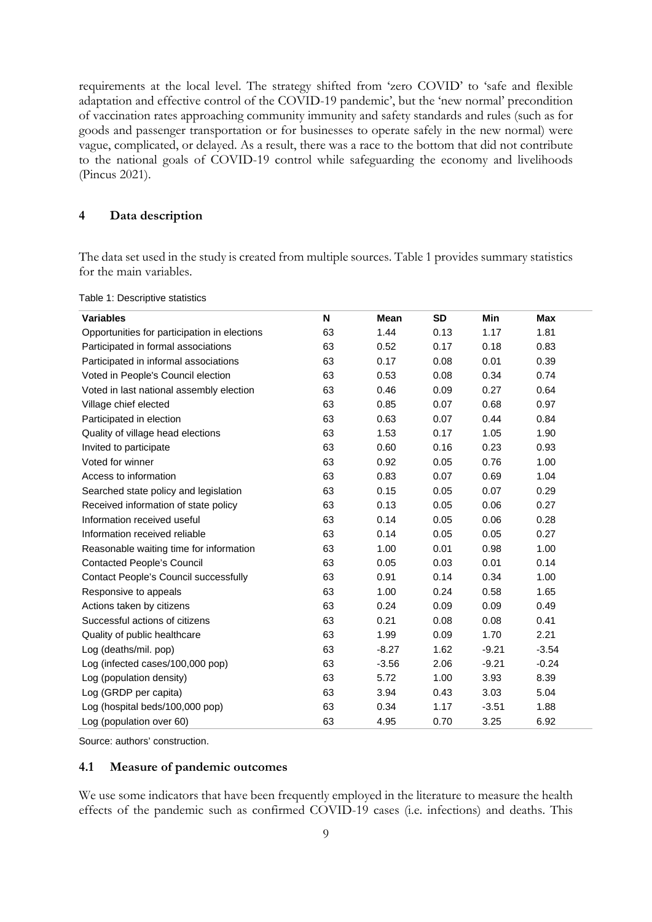requirements at the local level. The strategy shifted from 'zero COVID' to 'safe and flexible adaptation and effective control of the COVID-19 pandemic', but the 'new normal' precondition of vaccination rates approaching community immunity and safety standards and rules (such as for goods and passenger transportation or for businesses to operate safely in the new normal) were vague, complicated, or delayed. As a result, there was a race to the bottom that did not contribute to the national goals of COVID-19 control while safeguarding the economy and livelihoods (Pincus 2021).

## 4 Data description

The data set used in the study is created from multiple sources. Table 1 provides summary statistics for the main variables.

Table 1: Descriptive statistics

| Variables | N | Mean | SD | Min | Max |
|---|---|---|---|---|---|
| Opportunities for participation in elections | 63 | 1.44 | 0.13 | 1.17 | 1.81 |
| Participated in formal associations | 63 | 0.52 | 0.17 | 0.18 | 0.83 |
| Participated in informal associations | 63 | 0.17 | 0.08 | 0.01 | 0.39 |
| Voted in People's Council election | 63 | 0.53 | 0.08 | 0.34 | 0.74 |
| Voted in last national assembly election | 63 | 0.46 | 0.09 | 0.27 | 0.64 |
| Village chief elected | 63 | 0.85 | 0.07 | 0.68 | 0.97 |
| Participated in election | 63 | 0.63 | 0.07 | 0.44 | 0.84 |
| Quality of village head elections | 63 | 1.53 | 0.17 | 1.05 | 1.90 |
| Invited to participate | 63 | 0.60 | 0.16 | 0.23 | 0.93 |
| Voted for winner | 63 | 0.92 | 0.05 | 0.76 | 1.00 |
| Access to information | 63 | 0.83 | 0.07 | 0.69 | 1.04 |
| Searched state policy and legislation | 63 | 0.15 | 0.05 | 0.07 | 0.29 |
| Received information of state policy | 63 | 0.13 | 0.05 | 0.06 | 0.27 |
| Information received useful | 63 | 0.14 | 0.05 | 0.06 | 0.28 |
| Information received reliable | 63 | 0.14 | 0.05 | 0.05 | 0.27 |
| Reasonable waiting time for information | 63 | 1.00 | 0.01 | 0.98 | 1.00 |
| Contacted People's Council | 63 | 0.05 | 0.03 | 0.01 | 0.14 |
| Contact People's Council successfully | 63 | 0.91 | 0.14 | 0.34 | 1.00 |
| Responsive to appeals | 63 | 1.00 | 0.24 | 0.58 | 1.65 |
| Actions taken by citizens | 63 | 0.24 | 0.09 | 0.09 | 0.49 |
| Successful actions of citizens | 63 | 0.21 | 0.08 | 0.08 | 0.41 |
| Quality of public healthcare | 63 | 1.99 | 0.09 | 1.70 | 2.21 |
| Log (deaths/mil. pop) | 63 | -8.27 | 1.62 | -9.21 | -3.54 |
| Log (infected cases/100,000 pop) | 63 | -3.56 | 2.06 | -9.21 | -0.24 |
| Log (population density) | 63 | 5.72 | 1.00 | 3.93 | 8.39 |
| Log (GRDP per capita) | 63 | 3.94 | 0.43 | 3.03 | 5.04 |
| Log (hospital beds/100,000 pop) | 63 | 0.34 | 1.17 | -3.51 | 1.88 |
| Log (population over 60) | 63 | 4.95 | 0.70 | 3.25 | 6.92 |

Source: authors' construction.

### 4.1 Measure of pandemic outcomes

We use some indicators that have been frequently employed in the literature to measure the health effects of the pandemic such as confirmed COVID-19 cases (i.e. infections) and deaths. This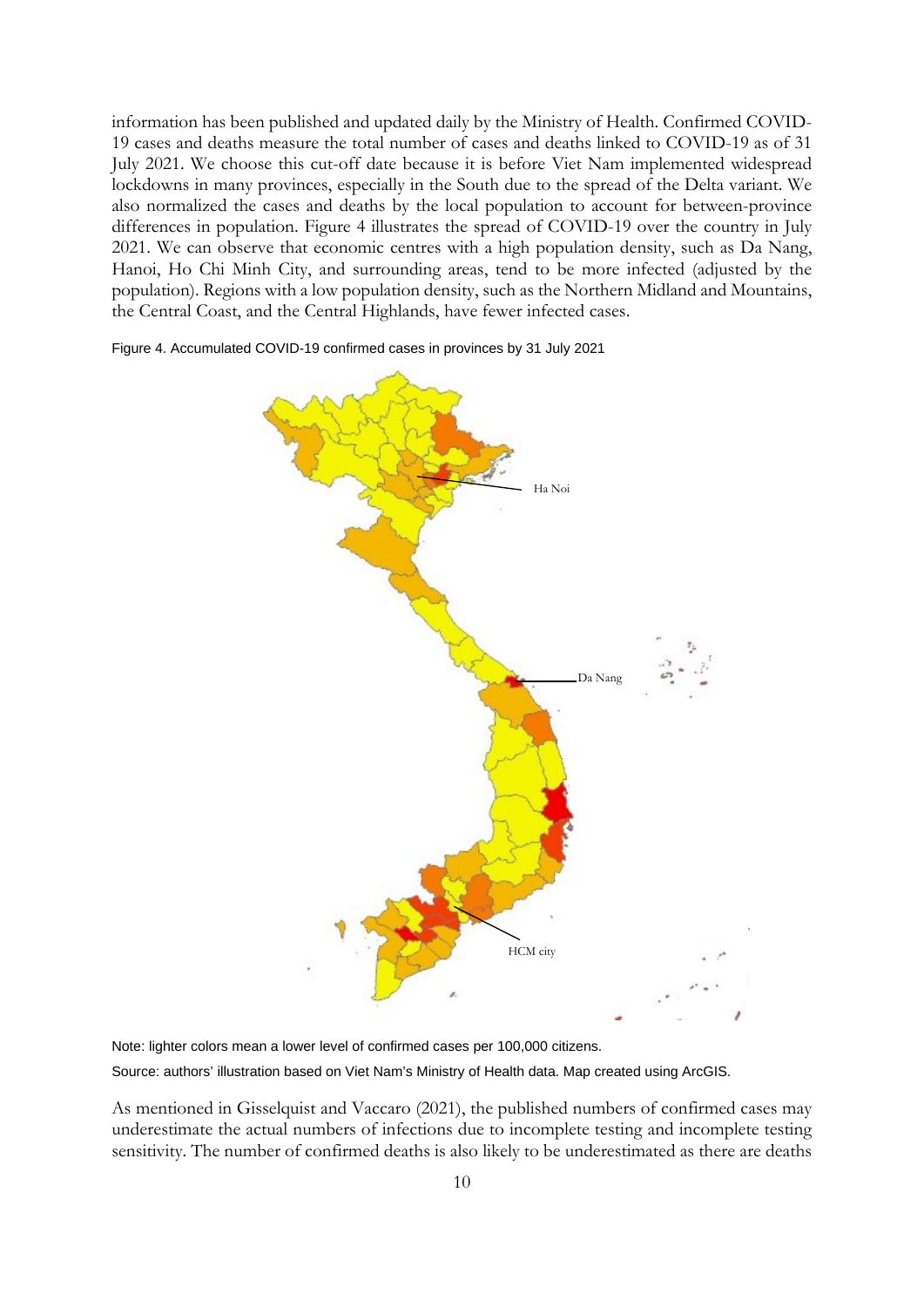information has been published and updated daily by the Ministry of Health. Confirmed COVID-19 cases and deaths measure the total number of cases and deaths linked to COVID-19 as of 31 July 2021. We choose this cut-off date because it is before Viet Nam implemented widespread lockdowns in many provinces, especially in the South due to the spread of the Delta variant. We also normalized the cases and deaths by the local population to account for between-province differences in population. Figure 4 illustrates the spread of COVID-19 over the country in July 2021. We can observe that economic centres with a high population density, such as Da Nang, Hanoi, Ho Chi Minh City, and surrounding areas, tend to be more infected (adjusted by the population). Regions with a low population density, such as the Northern Midland and Mountains, the Central Coast, and the Central Highlands, have fewer infected cases.

Figure 4. Accumulated COVID-19 confirmed cases in provinces by 31 July 2021

Note: lighter colors mean a lower level of confirmed cases per 100,000 citizens.

Source: authors' illustration based on Viet Nam's Ministry of Health data. Map created using ArcGIS.

As mentioned in Gisselquist and Vaccaro (2021), the published numbers of confirmed cases may underestimate the actual numbers of infections due to incomplete testing and incomplete testing sensitivity. The number of confirmed deaths is also likely to be underestimated as there are deaths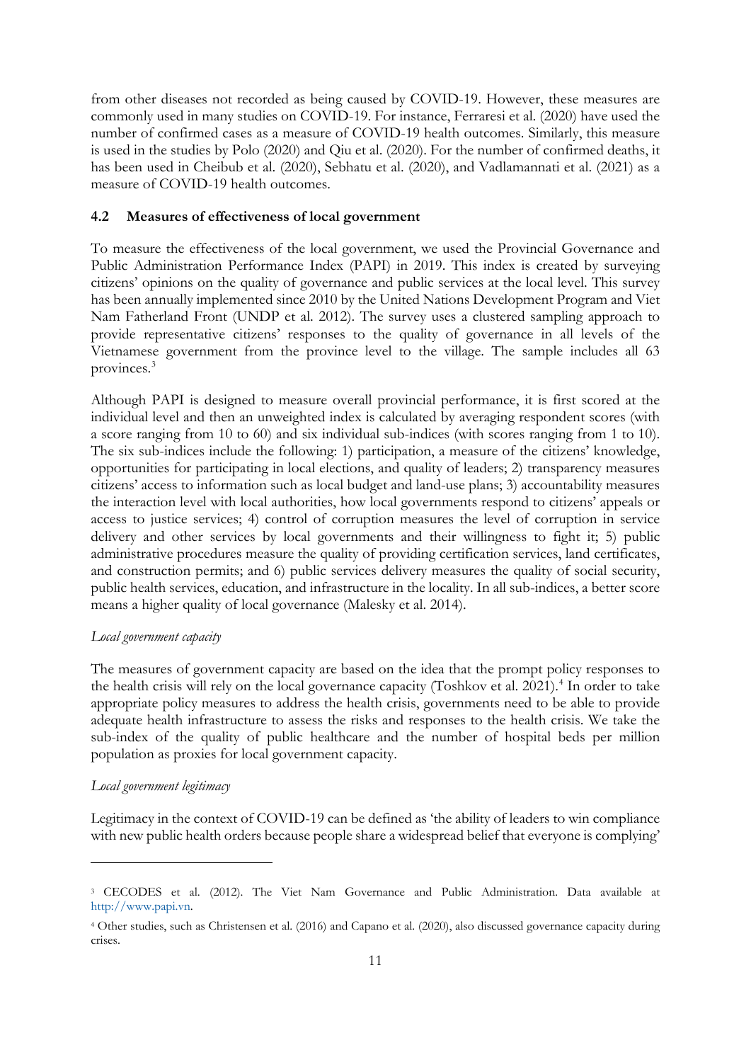from other diseases not recorded as being caused by COVID-19. However, these measures are commonly used in many studies on COVID-19. For instance, Ferraresi et al. (2020) have used the number of confirmed cases as a measure of COVID-19 health outcomes. Similarly, this measure is used in the studies by Polo (2020) and Qiu et al. (2020). For the number of confirmed deaths, it has been used in Cheibub et al. (2020), Sebhatu et al. (2020), and Vadlamannati et al. (2021) as a measure of COVID-19 health outcomes.

### 4.2 Measures of effectiveness of local government

To measure the effectiveness of the local government, we used the Provincial Governance and Public Administration Performance Index (PAPI) in 2019. This index is created by surveying citizens' opinions on the quality of governance and public services at the local level. This survey has been annually implemented since 2010 by the United Nations Development Program and Viet Nam Fatherland Front (UNDP et al. 2012). The survey uses a clustered sampling approach to provide representative citizens' responses to the quality of governance in all levels of the Vietnamese government from the province level to the village. The sample includes all 63 provinces.[3]

Although PAPI is designed to measure overall provincial performance, it is first scored at the individual level and then an unweighted index is calculated by averaging respondent scores (with a score ranging from 10 to 60) and six individual sub-indices (with scores ranging from 1 to 10). The six sub-indices include the following: 1) participation, a measure of the citizens' knowledge, opportunities for participating in local elections, and quality of leaders; 2) transparency measures citizens' access to information such as local budget and land-use plans; 3) accountability measures the interaction level with local authorities, how local governments respond to citizens' appeals or access to justice services; 4) control of corruption measures the level of corruption in service delivery and other services by local governments and their willingness to fight it; 5) public administrative procedures measure the quality of providing certification services, land certificates, and construction permits; and 6) public services delivery measures the quality of social security, public health services, education, and infrastructure in the locality. In all sub-indices, a better score means a higher quality of local governance (Malesky et al. 2014).

*Local government capacity*

The measures of government capacity are based on the idea that the prompt policy responses to the health crisis will rely on the local governance capacity (Toshkov et al. 2021).[4] In order to take appropriate policy measures to address the health crisis, governments need to be able to provide adequate health infrastructure to assess the risks and responses to the health crisis. We take the sub-index of the quality of public healthcare and the number of hospital beds per million population as proxies for local government capacity.

*Local government legitimacy*

Legitimacy in the context of COVID-19 can be defined as 'the ability of leaders to win compliance with new public health orders because people share a widespread belief that everyone is complying'

---

[3] CECODES et al. (2012). The Viet Nam Governance and Public Administration. Data available at http://www.papi.vn.

[4] Other studies, such as Christensen et al. (2016) and Capano et al. (2020), also discussed governance capacity during crises.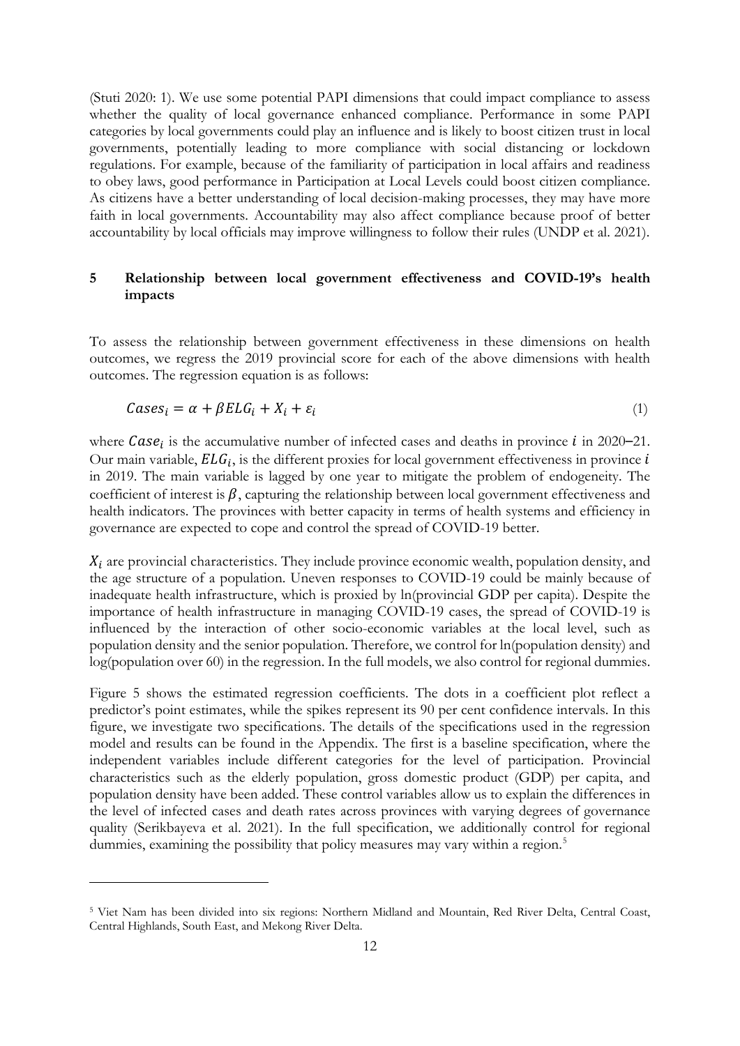(Stuti 2020: 1). We use some potential PAPI dimensions that could impact compliance to assess whether the quality of local governance enhanced compliance. Performance in some PAPI categories by local governments could play an influence and is likely to boost citizen trust in local governments, potentially leading to more compliance with social distancing or lockdown regulations. For example, because of the familiarity of participation in local affairs and readiness to obey laws, good performance in Participation at Local Levels could boost citizen compliance. As citizens have a better understanding of local decision-making processes, they may have more faith in local governments. Accountability may also affect compliance because proof of better accountability by local officials may improve willingness to follow their rules (UNDP et al. 2021).

## 5 Relationship between local government effectiveness and COVID-19's health impacts

To assess the relationship between government effectiveness in these dimensions on health outcomes, we regress the 2019 provincial score for each of the above dimensions with health outcomes. The regression equation is as follows:

$$Cases_i = \alpha + \beta ELG_i + X_i + \varepsilon_i \tag{1}$$

where $Case_i$ is the accumulative number of infected cases and deaths in province $i$ in 2020–21. Our main variable, $ELG_i$, is the different proxies for local government effectiveness in province $i$ in 2019. The main variable is lagged by one year to mitigate the problem of endogeneity. The coefficient of interest is $\beta$, capturing the relationship between local government effectiveness and health indicators. The provinces with better capacity in terms of health systems and efficiency in governance are expected to cope and control the spread of COVID-19 better.

$X_i$ are provincial characteristics. They include province economic wealth, population density, and the age structure of a population. Uneven responses to COVID-19 could be mainly because of inadequate health infrastructure, which is proxied by ln(provincial GDP per capita). Despite the importance of health infrastructure in managing COVID-19 cases, the spread of COVID-19 is influenced by the interaction of other socio-economic variables at the local level, such as population density and the senior population. Therefore, we control for ln(population density) and log(population over 60) in the regression. In the full models, we also control for regional dummies.

Figure 5 shows the estimated regression coefficients. The dots in a coefficient plot reflect a predictor's point estimates, while the spikes represent its 90 per cent confidence intervals. In this figure, we investigate two specifications. The details of the specifications used in the regression model and results can be found in the Appendix. The first is a baseline specification, where the independent variables include different categories for the level of participation. Provincial characteristics such as the elderly population, gross domestic product (GDP) per capita, and population density have been added. These control variables allow us to explain the differences in the level of infected cases and death rates across provinces with varying degrees of governance quality (Serikbayeva et al. 2021). In the full specification, we additionally control for regional dummies, examining the possibility that policy measures may vary within a region.[5]

[5] Viet Nam has been divided into six regions: Northern Midland and Mountain, Red River Delta, Central Coast, Central Highlands, South East, and Mekong River Delta.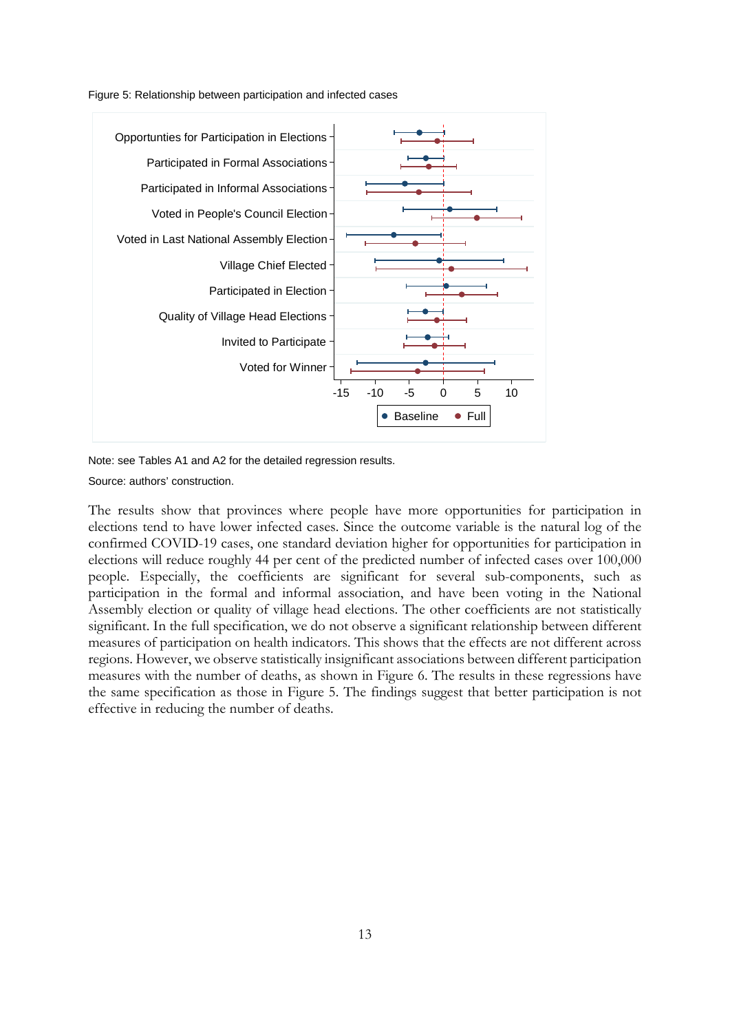Figure 5: Relationship between participation and infected cases

Note: see Tables A1 and A2 for the detailed regression results.

Source: authors' construction.

The results show that provinces where people have more opportunities for participation in elections tend to have lower infected cases. Since the outcome variable is the natural log of the confirmed COVID-19 cases, one standard deviation higher for opportunities for participation in elections will reduce roughly 44 per cent of the predicted number of infected cases over 100,000 people. Especially, the coefficients are significant for several sub-components, such as participation in the formal and informal association, and have been voting in the National Assembly election or quality of village head elections. The other coefficients are not statistically significant. In the full specification, we do not observe a significant relationship between different measures of participation on health indicators. This shows that the effects are not different across regions. However, we observe statistically insignificant associations between different participation measures with the number of deaths, as shown in Figure 6. The results in these regressions have the same specification as those in Figure 5. The findings suggest that better participation is not effective in reducing the number of deaths.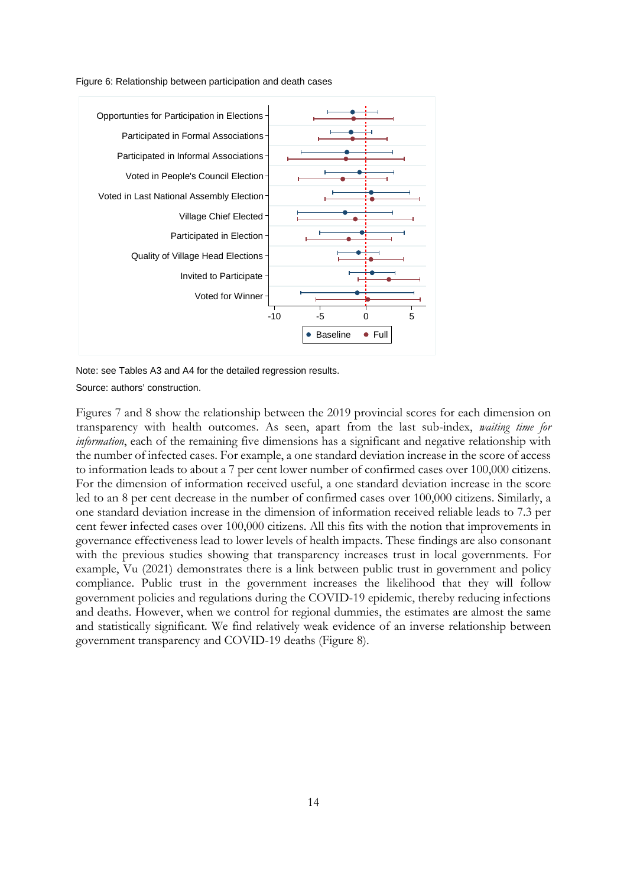Figure 6: Relationship between participation and death cases

Note: see Tables A3 and A4 for the detailed regression results.

Source: authors' construction.

Figures 7 and 8 show the relationship between the 2019 provincial scores for each dimension on transparency with health outcomes. As seen, apart from the last sub-index, *waiting time for information*, each of the remaining five dimensions has a significant and negative relationship with the number of infected cases. For example, a one standard deviation increase in the score of access to information leads to about a 7 per cent lower number of confirmed cases over 100,000 citizens. For the dimension of information received useful, a one standard deviation increase in the score led to an 8 per cent decrease in the number of confirmed cases over 100,000 citizens. Similarly, a one standard deviation increase in the dimension of information received reliable leads to 7.3 per cent fewer infected cases over 100,000 citizens. All this fits with the notion that improvements in governance effectiveness lead to lower levels of health impacts. These findings are also consonant with the previous studies showing that transparency increases trust in local governments. For example, Vu (2021) demonstrates there is a link between public trust in government and policy compliance. Public trust in the government increases the likelihood that they will follow government policies and regulations during the COVID-19 epidemic, thereby reducing infections and deaths. However, when we control for regional dummies, the estimates are almost the same and statistically significant. We find relatively weak evidence of an inverse relationship between government transparency and COVID-19 deaths (Figure 8).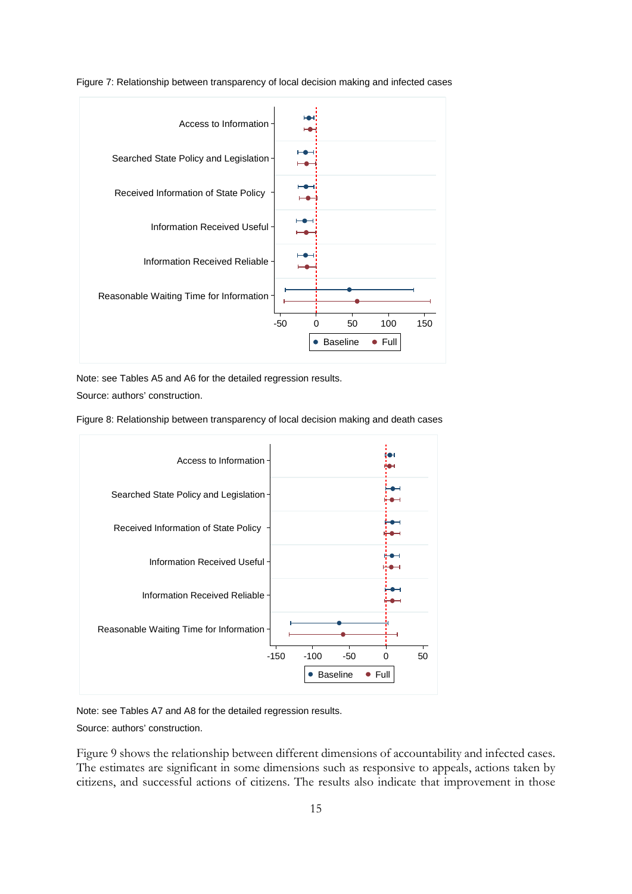Figure 7: Relationship between transparency of local decision making and infected cases

Note: see Tables A5 and A6 for the detailed regression results.

Source: authors' construction.

Figure 8: Relationship between transparency of local decision making and death cases

Note: see Tables A7 and A8 for the detailed regression results.

Source: authors' construction.

Figure 9 shows the relationship between different dimensions of accountability and infected cases. The estimates are significant in some dimensions such as responsive to appeals, actions taken by citizens, and successful actions of citizens. The results also indicate that improvement in those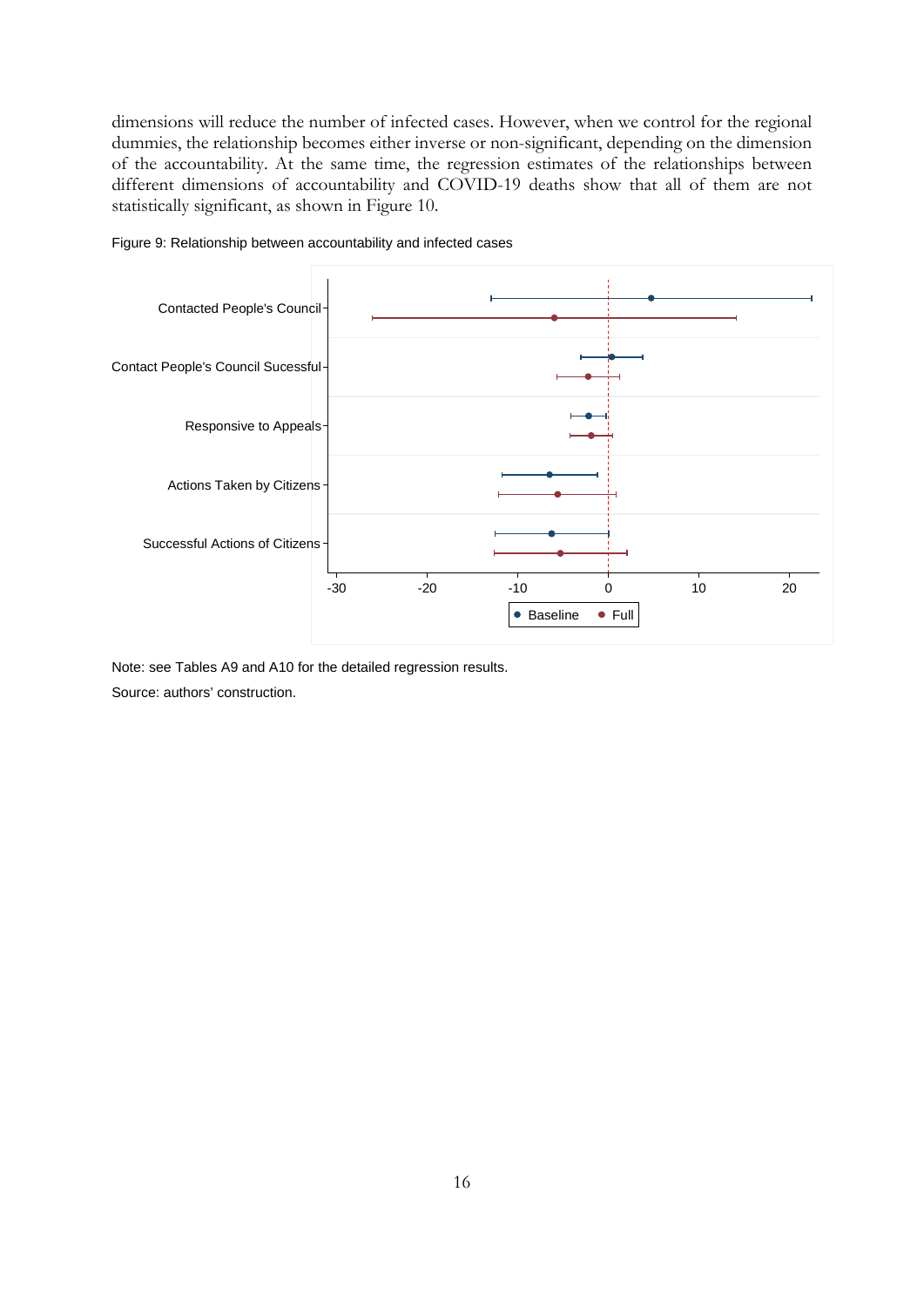dimensions will reduce the number of infected cases. However, when we control for the regional dummies, the relationship becomes either inverse or non-significant, depending on the dimension of the accountability. At the same time, the regression estimates of the relationships between different dimensions of accountability and COVID-19 deaths show that all of them are not statistically significant, as shown in Figure 10.

Figure 9: Relationship between accountability and infected cases

Note: see Tables A9 and A10 for the detailed regression results.

Source: authors' construction.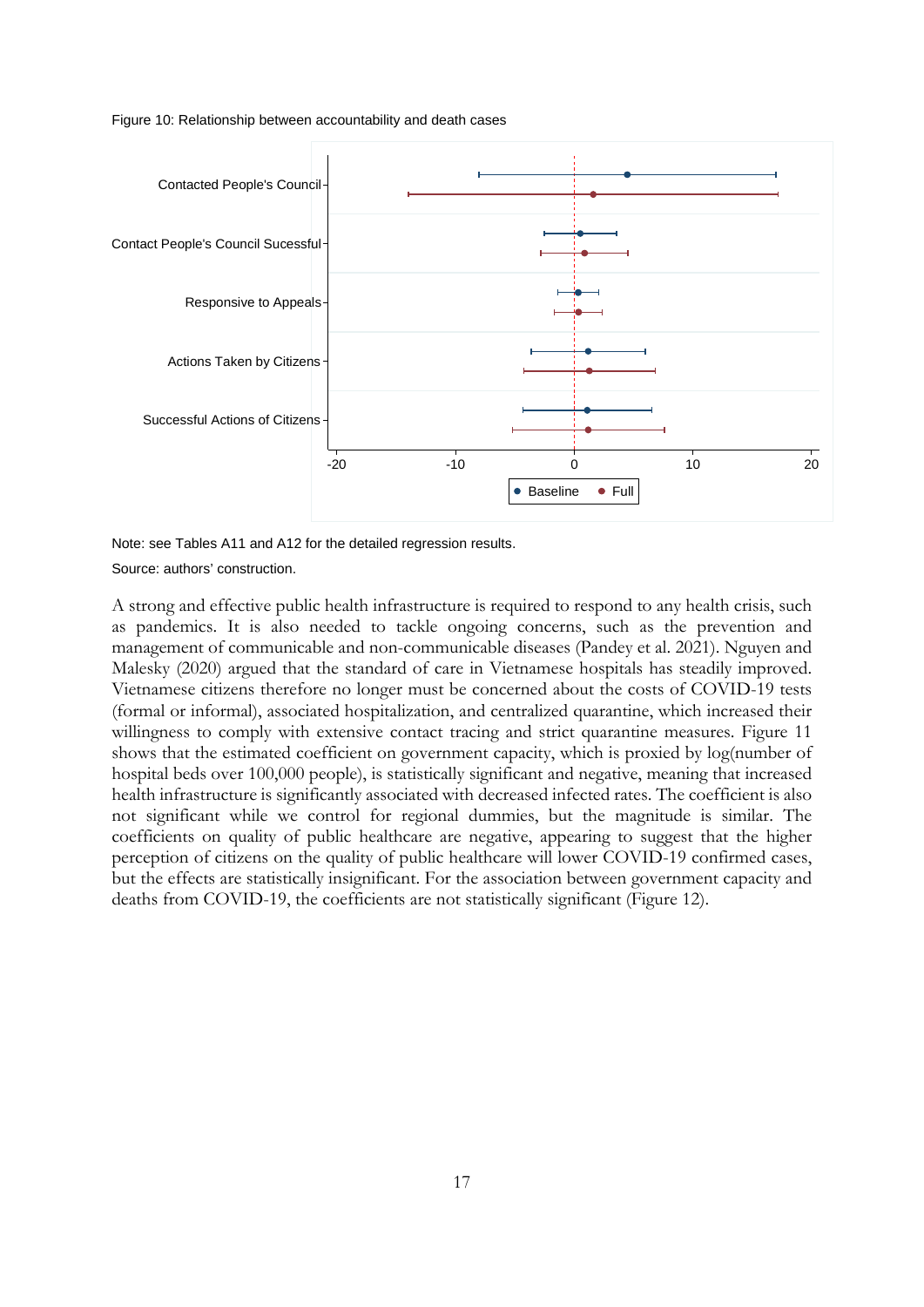Figure 10: Relationship between accountability and death cases

Note: see Tables A11 and A12 for the detailed regression results.

Source: authors' construction.

A strong and effective public health infrastructure is required to respond to any health crisis, such as pandemics. It is also needed to tackle ongoing concerns, such as the prevention and management of communicable and non-communicable diseases (Pandey et al. 2021). Nguyen and Malesky (2020) argued that the standard of care in Vietnamese hospitals has steadily improved. Vietnamese citizens therefore no longer must be concerned about the costs of COVID-19 tests (formal or informal), associated hospitalization, and centralized quarantine, which increased their willingness to comply with extensive contact tracing and strict quarantine measures. Figure 11 shows that the estimated coefficient on government capacity, which is proxied by log(number of hospital beds over 100,000 people), is statistically significant and negative, meaning that increased health infrastructure is significantly associated with decreased infected rates. The coefficient is also not significant while we control for regional dummies, but the magnitude is similar. The coefficients on quality of public healthcare are negative, appearing to suggest that the higher perception of citizens on the quality of public healthcare will lower COVID-19 confirmed cases, but the effects are statistically insignificant. For the association between government capacity and deaths from COVID-19, the coefficients are not statistically significant (Figure 12).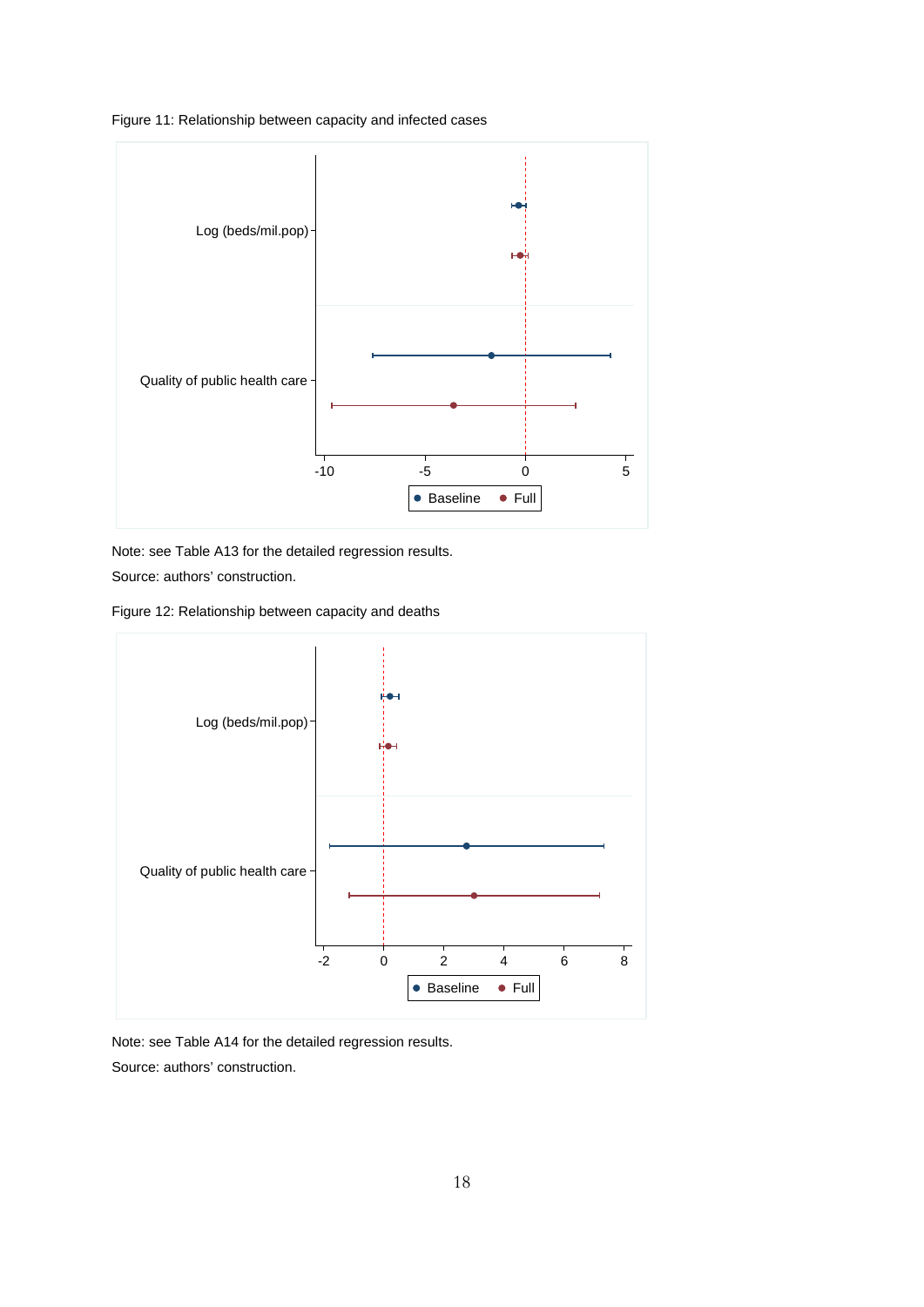Figure 11: Relationship between capacity and infected cases

Note: see Table A13 for the detailed regression results.

Source: authors' construction.

Figure 12: Relationship between capacity and deaths

Note: see Table A14 for the detailed regression results.

Source: authors' construction.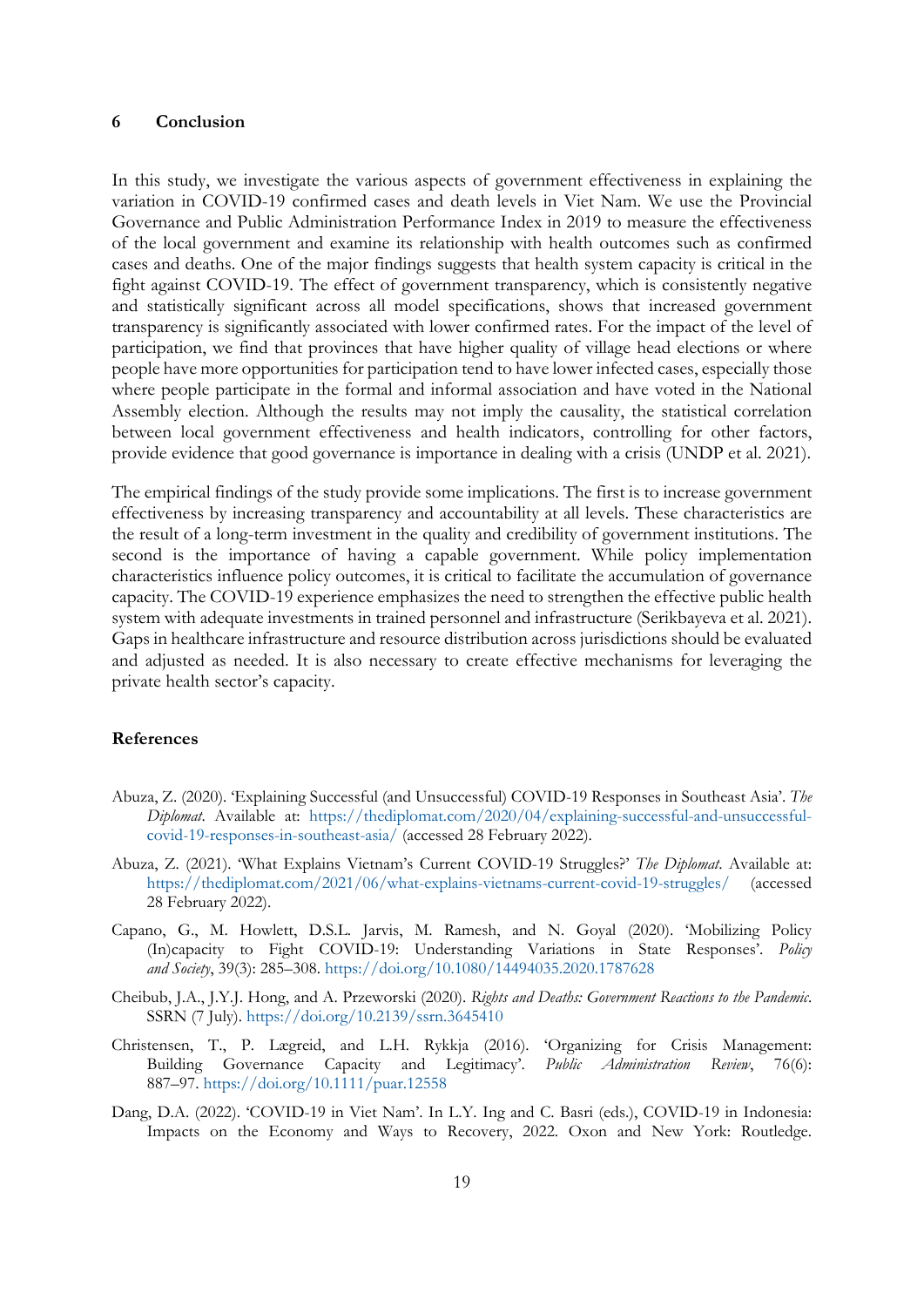## 6 Conclusion

In this study, we investigate the various aspects of government effectiveness in explaining the variation in COVID-19 confirmed cases and death levels in Viet Nam. We use the Provincial Governance and Public Administration Performance Index in 2019 to measure the effectiveness of the local government and examine its relationship with health outcomes such as confirmed cases and deaths. One of the major findings suggests that health system capacity is critical in the fight against COVID-19. The effect of government transparency, which is consistently negative and statistically significant across all model specifications, shows that increased government transparency is significantly associated with lower confirmed rates. For the impact of the level of participation, we find that provinces that have higher quality of village head elections or where people have more opportunities for participation tend to have lower infected cases, especially those where people participate in the formal and informal association and have voted in the National Assembly election. Although the results may not imply the causality, the statistical correlation between local government effectiveness and health indicators, controlling for other factors, provide evidence that good governance is importance in dealing with a crisis (UNDP et al. 2021).

The empirical findings of the study provide some implications. The first is to increase government effectiveness by increasing transparency and accountability at all levels. These characteristics are the result of a long-term investment in the quality and credibility of government institutions. The second is the importance of having a capable government. While policy implementation characteristics influence policy outcomes, it is critical to facilitate the accumulation of governance capacity. The COVID-19 experience emphasizes the need to strengthen the effective public health system with adequate investments in trained personnel and infrastructure (Serikbayeva et al. 2021). Gaps in healthcare infrastructure and resource distribution across jurisdictions should be evaluated and adjusted as needed. It is also necessary to create effective mechanisms for leveraging the private health sector's capacity.

## References

Abuza, Z. (2020). 'Explaining Successful (and Unsuccessful) COVID-19 Responses in Southeast Asia'. *The Diplomat*. Available at: https://thediplomat.com/2020/04/explaining-successful-and-unsuccessful-covid-19-responses-in-southeast-asia/ (accessed 28 February 2022).

Abuza, Z. (2021). 'What Explains Vietnam's Current COVID-19 Struggles?' *The Diplomat*. Available at: https://thediplomat.com/2021/06/what-explains-vietnams-current-covid-19-struggles/ (accessed 28 February 2022).

Capano, G., M. Howlett, D.S.L. Jarvis, M. Ramesh, and N. Goyal (2020). 'Mobilizing Policy (In)capacity to Fight COVID-19: Understanding Variations in State Responses'. *Policy and Society*, 39(3): 285–308. https://doi.org/10.1080/14494035.2020.1787628

Cheibub, J.A., J.Y.J. Hong, and A. Przeworski (2020). *Rights and Deaths: Government Reactions to the Pandemic*. SSRN (7 July). https://doi.org/10.2139/ssrn.3645410

Christensen, T., P. Lægreid, and L.H. Rykkja (2016). 'Organizing for Crisis Management: Building Governance Capacity and Legitimacy'. *Public Administration Review*, 76(6): 887–97. https://doi.org/10.1111/puar.12558

Dang, D.A. (2022). 'COVID-19 in Viet Nam'. In L.Y. Ing and C. Basri (eds.), COVID-19 in Indonesia: Impacts on the Economy and Ways to Recovery, 2022. Oxon and New York: Routledge.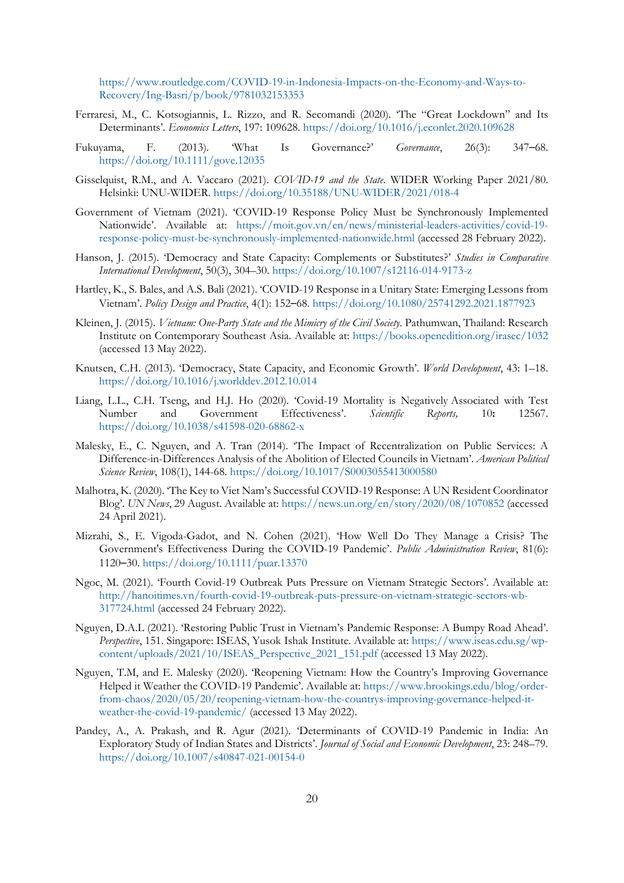https://www.routledge.com/COVID-19-in-Indonesia-Impacts-on-the-Economy-and-Ways-to-Recovery/Ing-Basri/p/book/9781032153353

Ferraresi, M., C. Kotsogiannis, L. Rizzo, and R. Secomandi (2020). 'The "Great Lockdown" and Its Determinants'. *Economics Letters*, 197: 109628. https://doi.org/10.1016/j.econlet.2020.109628

Fukuyama, F. (2013). 'What Is Governance?' *Governance*, 26(3): 347–68. https://doi.org/10.1111/gove.12035

Gisselquist, R.M., and A. Vaccaro (2021). *COVID-19 and the State*. WIDER Working Paper 2021/80. Helsinki: UNU-WIDER. https://doi.org/10.35188/UNU-WIDER/2021/018-4

Government of Vietnam (2021). 'COVID-19 Response Policy Must be Synchronously Implemented Nationwide'. Available at: https://moit.gov.vn/en/news/ministerial-leaders-activities/covid-19-response-policy-must-be-synchronously-implemented-nationwide.html (accessed 28 February 2022).

Hanson, J. (2015). 'Democracy and State Capacity: Complements or Substitutes?' *Studies in Comparative International Development*, 50(3), 304–30. https://doi.org/10.1007/s12116-014-9173-z

Hartley, K., S. Bales, and A.S. Bali (2021). 'COVID-19 Response in a Unitary State: Emerging Lessons from Vietnam'. *Policy Design and Practice*, 4(1): 152–68. https://doi.org/10.1080/25741292.2021.1877923

Kleinen, J. (2015). *Vietnam: One-Party State and the Mimicry of the Civil Society*. Pathumwan, Thailand: Research Institute on Contemporary Southeast Asia. Available at: https://books.openedition.org/irasec/1032 (accessed 13 May 2022).

Knutsen, C.H. (2013). 'Democracy, State Capacity, and Economic Growth'. *World Development*, 43: 1–18. https://doi.org/10.1016/j.worlddev.2012.10.014

Liang, L.L., C.H. Tseng, and H.J. Ho (2020). 'Covid-19 Mortality is Negatively Associated with Test Number and Government Effectiveness'. *Scientific Reports,* 10**:** 12567. https://doi.org/10.1038/s41598-020-68862-x

Malesky, E., C. Nguyen, and A. Tran (2014). 'The Impact of Recentralization on Public Services: A Difference-in-Differences Analysis of the Abolition of Elected Councils in Vietnam'. *American Political Science Review*, 108(1), 144-68. https://doi.org/10.1017/S0003055413000580

Malhotra, K. (2020). 'The Key to Viet Nam's Successful COVID-19 Response: A UN Resident Coordinator Blog'. *UN News*, 29 August. Available at: https://news.un.org/en/story/2020/08/1070852 (accessed 24 April 2021).

Mizrahi, S., E. Vigoda-Gadot, and N. Cohen (2021). 'How Well Do They Manage a Crisis? The Government's Effectiveness During the COVID-19 Pandemic'. *Public Administration Review*, 81(6): 1120–30. https://doi.org/10.1111/puar.13370

Ngoc, M. (2021). 'Fourth Covid-19 Outbreak Puts Pressure on Vietnam Strategic Sectors'. Available at: http://hanoitimes.vn/fourth-covid-19-outbreak-puts-pressure-on-vietnam-strategic-sectors-wb-317724.html (accessed 24 February 2022).

Nguyen, D.A.L (2021). 'Restoring Public Trust in Vietnam's Pandemic Response: A Bumpy Road Ahead'. *Perspective*, 151. Singapore: ISEAS, Yusok Ishak Institute. Available at: https://www.iseas.edu.sg/wp-content/uploads/2021/10/ISEAS_Perspective_2021_151.pdf (accessed 13 May 2022).

Nguyen, T.M, and E. Malesky (2020). 'Reopening Vietnam: How the Country's Improving Governance Helped it Weather the COVID-19 Pandemic'. Available at: https://www.brookings.edu/blog/order-from-chaos/2020/05/20/reopening-vietnam-how-the-countrys-improving-governance-helped-it-weather-the-covid-19-pandemic/ (accessed 13 May 2022).

Pandey, A., A. Prakash, and R. Agur (2021). 'Determinants of COVID-19 Pandemic in India: An Exploratory Study of Indian States and Districts'. *Journal of Social and Economic Development*, 23: 248–79. https://doi.org/10.1007/s40847-021-00154-0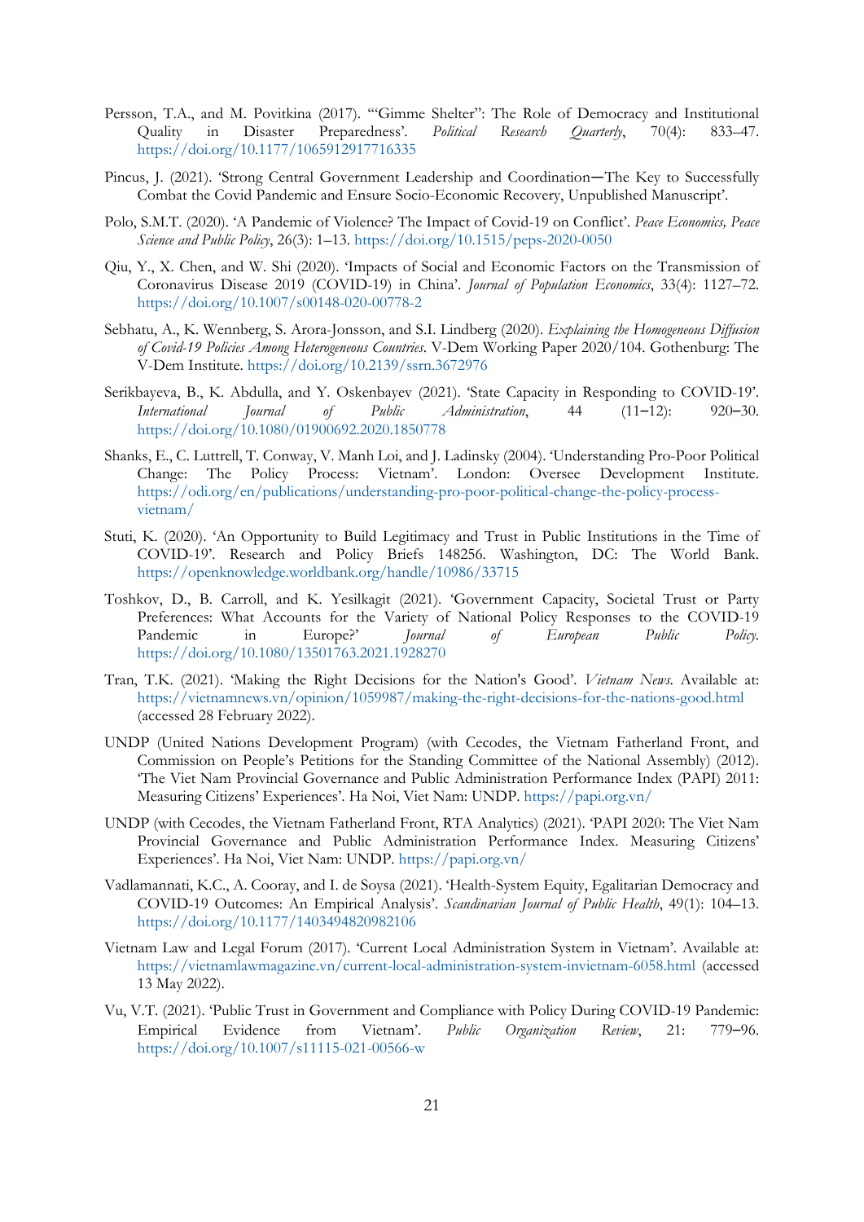Persson, T.A., and M. Povitkina (2017). '"Gimme Shelter": The Role of Democracy and Institutional Quality in Disaster Preparedness'. *Political Research Quarterly*, 70(4): 833–47. https://doi.org/10.1177/1065912917716335

Pincus, J. (2021). 'Strong Central Government Leadership and Coordination—The Key to Successfully Combat the Covid Pandemic and Ensure Socio-Economic Recovery, Unpublished Manuscript'.

Polo, S.M.T. (2020). 'A Pandemic of Violence? The Impact of Covid-19 on Conflict'. *Peace Economics, Peace Science and Public Policy*, 26(3): 1–13. https://doi.org/10.1515/peps-2020-0050

Qiu, Y., X. Chen, and W. Shi (2020). 'Impacts of Social and Economic Factors on the Transmission of Coronavirus Disease 2019 (COVID-19) in China'. *Journal of Population Economics*, 33(4): 1127–72. https://doi.org/10.1007/s00148-020-00778-2

Sebhatu, A., K. Wennberg, S. Arora-Jonsson, and S.I. Lindberg (2020). *Explaining the Homogeneous Diffusion of Covid-19 Policies Among Heterogeneous Countries*. V-Dem Working Paper 2020/104. Gothenburg: The V-Dem Institute. https://doi.org/10.2139/ssrn.3672976

Serikbayeva, B., K. Abdulla, and Y. Oskenbayev (2021). 'State Capacity in Responding to COVID-19'. *International Journal of Public Administration*, 44 (11–12): 920–30. https://doi.org/10.1080/01900692.2020.1850778

Shanks, E., C. Luttrell, T. Conway, V. Manh Loi, and J. Ladinsky (2004). 'Understanding Pro-Poor Political Change: The Policy Process: Vietnam'. London: Oversee Development Institute. https://odi.org/en/publications/understanding-pro-poor-political-change-the-policy-process-vietnam/

Stuti, K. (2020). 'An Opportunity to Build Legitimacy and Trust in Public Institutions in the Time of COVID-19'. Research and Policy Briefs 148256. Washington, DC: The World Bank. https://openknowledge.worldbank.org/handle/10986/33715

Toshkov, D., B. Carroll, and K. Yesilkagit (2021). 'Government Capacity, Societal Trust or Party Preferences: What Accounts for the Variety of National Policy Responses to the COVID-19 Pandemic in Europe?' *Journal of European Public Policy*. https://doi.org/10.1080/13501763.2021.1928270

Tran, T.K. (2021). 'Making the Right Decisions for the Nation's Good'. *Vietnam News*. Available at: https://vietnamnews.vn/opinion/1059987/making-the-right-decisions-for-the-nations-good.html (accessed 28 February 2022).

UNDP (United Nations Development Program) (with Cecodes, the Vietnam Fatherland Front, and Commission on People's Petitions for the Standing Committee of the National Assembly) (2012). 'The Viet Nam Provincial Governance and Public Administration Performance Index (PAPI) 2011: Measuring Citizens' Experiences'. Ha Noi, Viet Nam: UNDP. https://papi.org.vn/

UNDP (with Cecodes, the Vietnam Fatherland Front, RTA Analytics) (2021). 'PAPI 2020: The Viet Nam Provincial Governance and Public Administration Performance Index. Measuring Citizens' Experiences'. Ha Noi, Viet Nam: UNDP. https://papi.org.vn/

Vadlamannati, K.C., A. Cooray, and I. de Soysa (2021). 'Health-System Equity, Egalitarian Democracy and COVID-19 Outcomes: An Empirical Analysis'. *Scandinavian Journal of Public Health*, 49(1): 104–13. https://doi.org/10.1177/1403494820982106

Vietnam Law and Legal Forum (2017). 'Current Local Administration System in Vietnam'. Available at: https://vietnamlawmagazine.vn/current-local-administration-system-invietnam-6058.html (accessed 13 May 2022).

Vu, V.T. (2021). 'Public Trust in Government and Compliance with Policy During COVID-19 Pandemic: Empirical Evidence from Vietnam'. *Public Organization Review*, 21: 779–96. https://doi.org/10.1007/s11115-021-00566-w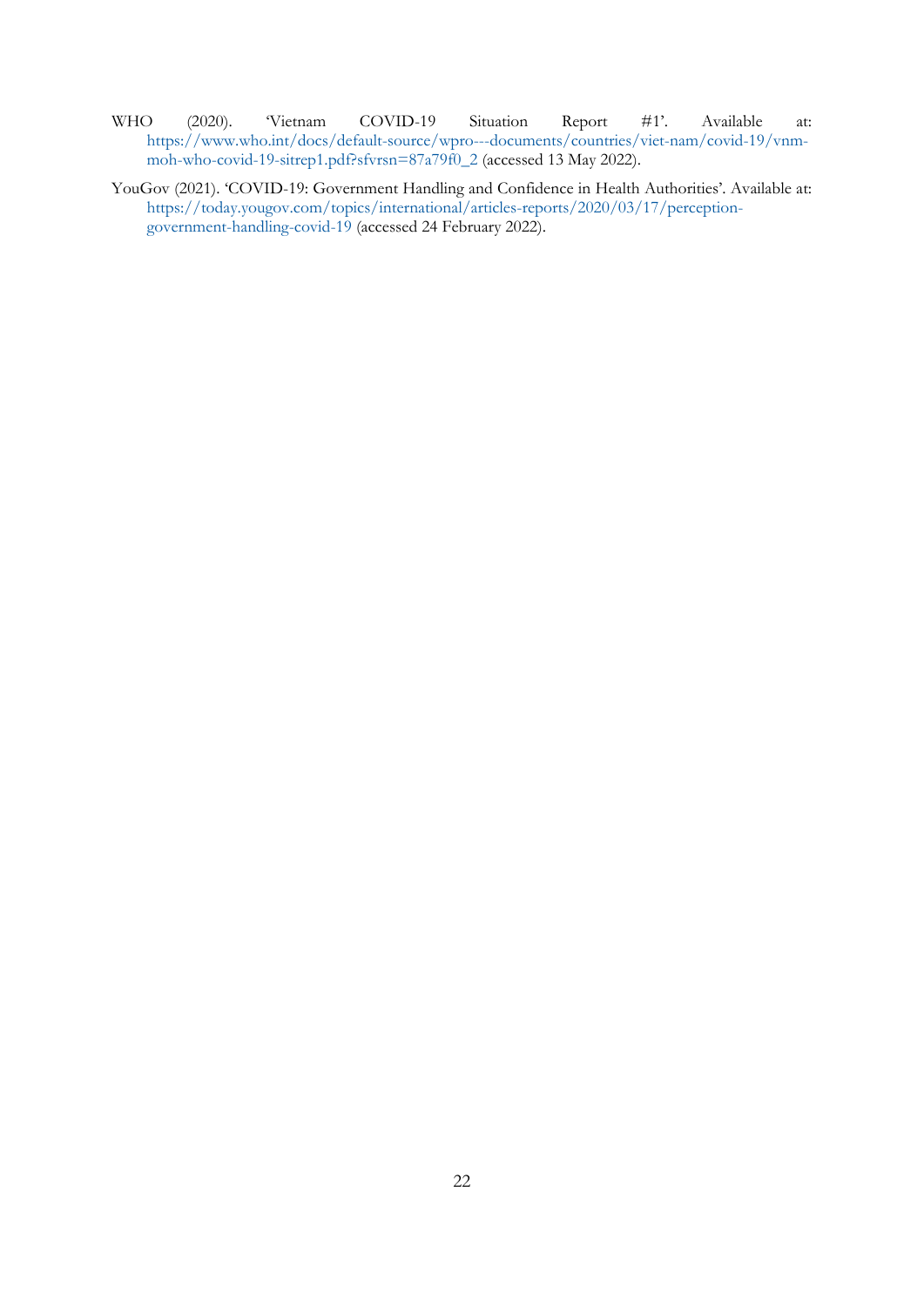WHO (2020). 'Vietnam COVID-19 Situation Report #1'. Available at: https://www.who.int/docs/default-source/wpro---documents/countries/viet-nam/covid-19/vnm-moh-who-covid-19-sitrep1.pdf?sfvrsn=87a79f0_2 (accessed 13 May 2022).

YouGov (2021). 'COVID-19: Government Handling and Confidence in Health Authorities'. Available at: https://today.yougov.com/topics/international/articles-reports/2020/03/17/perception-government-handling-covid-19 (accessed 24 February 2022).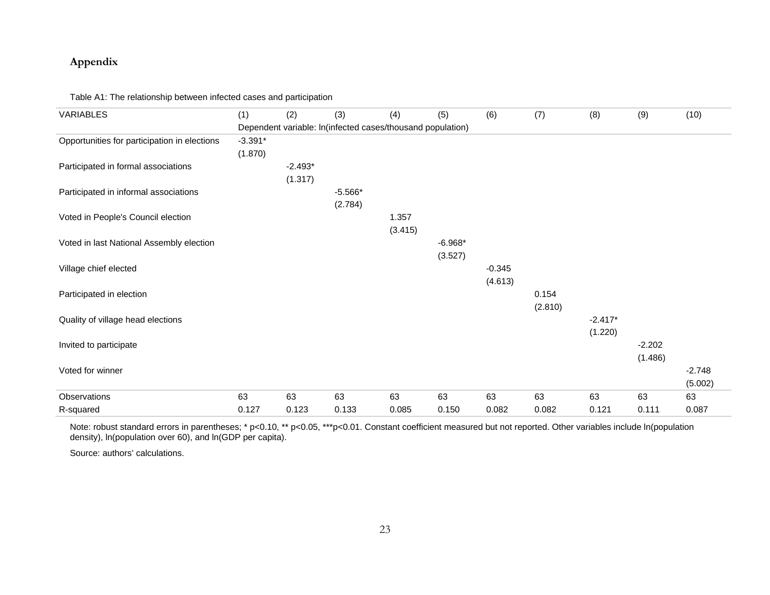## Appendix

Table A1: The relationship between infected cases and participation

| VARIABLES | (1) | (2) | (3) | (4) | (5) | (6) | (7) | (8) | (9) | (10) |
|---|---|---|---|---|---|---|---|---|---|---|
| | Dependent variable: ln(infected cases/thousand population) | | | | | | | | | |
| Opportunities for participation in elections | -3.391* | | | | | | | | | |
| | (1.870) | | | | | | | | | |
| Participated in formal associations | | -2.493* | | | | | | | | |
| | | (1.317) | | | | | | | | |
| Participated in informal associations | | | -5.566* | | | | | | | |
| | | | (2.784) | | | | | | | |
| Voted in People's Council election | | | | 1.357 | | | | | | |
| | | | | (3.415) | | | | | | |
| Voted in last National Assembly election | | | | | -6.968* | | | | | |
| | | | | | (3.527) | | | | | |
| Village chief elected | | | | | | -0.345 | | | | |
| | | | | | | (4.613) | | | | |
| Participated in election | | | | | | | 0.154 | | | |
| | | | | | | | (2.810) | | | |
| Quality of village head elections | | | | | | | | -2.417* | | |
| | | | | | | | | (1.220) | | |
| Invited to participate | | | | | | | | | -2.202 | |
| | | | | | | | | | (1.486) | |
| Voted for winner | | | | | | | | | | -2.748 |
| | | | | | | | | | | (5.002) |
| Observations | 63 | 63 | 63 | 63 | 63 | 63 | 63 | 63 | 63 | 63 |
| R-squared | 0.127 | 0.123 | 0.133 | 0.085 | 0.150 | 0.082 | 0.082 | 0.121 | 0.111 | 0.087 |

Note: robust standard errors in parentheses; * p<0.10, ** p<0.05, ***p<0.01. Constant coefficient measured but not reported. Other variables include ln(population density), ln(population over 60), and ln(GDP per capita).

Source: authors' calculations.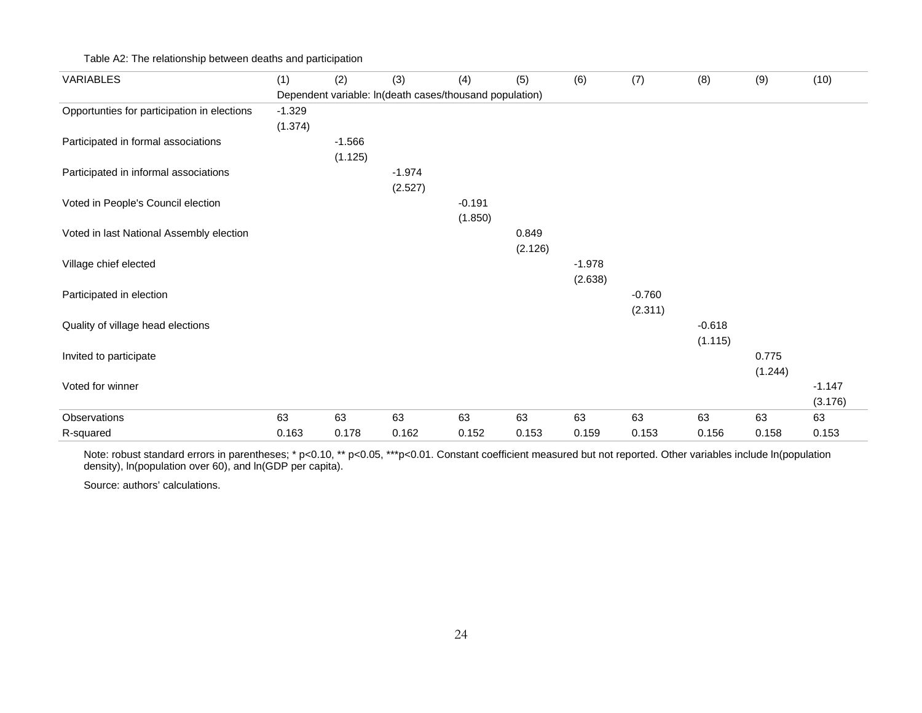Table A2: The relationship between deaths and participation

| VARIABLES | (1) | (2) | (3) | (4) | (5) | (6) | (7) | (8) | (9) | (10) |
|---|---|---|---|---|---|---|---|---|---|---|
| | Dependent variable: ln(death cases/thousand population) | | | | | | | | | |
| Opportunties for participation in elections | -1.329 | | | | | | | | | |
| | (1.374) | | | | | | | | | |
| Participated in formal associations | | -1.566 | | | | | | | | |
| | | (1.125) | | | | | | | | |
| Participated in informal associations | | | -1.974 | | | | | | | |
| | | | (2.527) | | | | | | | |
| Voted in People's Council election | | | | -0.191 | | | | | | |
| | | | | (1.850) | | | | | | |
| Voted in last National Assembly election | | | | | 0.849 | | | | | |
| | | | | | (2.126) | | | | | |
| Village chief elected | | | | | | -1.978 | | | | |
| | | | | | | (2.638) | | | | |
| Participated in election | | | | | | | -0.760 | | | |
| | | | | | | | (2.311) | | | |
| Quality of village head elections | | | | | | | | -0.618 | | |
| | | | | | | | | (1.115) | | |
| Invited to participate | | | | | | | | | 0.775 | |
| | | | | | | | | | (1.244) | |
| Voted for winner | | | | | | | | | | -1.147 |
| | | | | | | | | | | (3.176) |
| Observations | 63 | 63 | 63 | 63 | 63 | 63 | 63 | 63 | 63 | 63 |
| R-squared | 0.163 | 0.178 | 0.162 | 0.152 | 0.153 | 0.159 | 0.153 | 0.156 | 0.158 | 0.153 |

Note: robust standard errors in parentheses; * p<0.10, ** p<0.05, ***p<0.01. Constant coefficient measured but not reported. Other variables include ln(population density), ln(population over 60), and ln(GDP per capita).

Source: authors' calculations.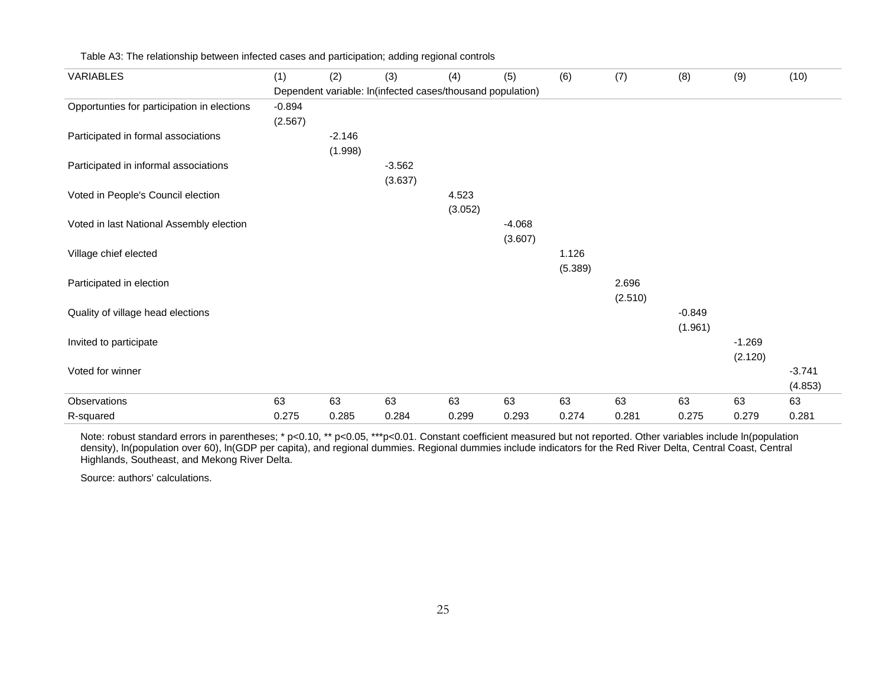Table A3: The relationship between infected cases and participation; adding regional controls

| VARIABLES | (1) | (2) | (3) | (4) | (5) | (6) | (7) | (8) | (9) | (10) |
|---|---|---|---|---|---|---|---|---|---|---|
| | Dependent variable: ln(infected cases/thousand population) | | | | | | | | | |
| Opportunties for participation in elections | -0.894 | | | | | | | | | |
| | (2.567) | | | | | | | | | |
| Participated in formal associations | | -2.146 | | | | | | | | |
| | | (1.998) | | | | | | | | |
| Participated in informal associations | | | -3.562 | | | | | | | |
| | | | (3.637) | | | | | | | |
| Voted in People's Council election | | | | 4.523 | | | | | | |
| | | | | (3.052) | | | | | | |
| Voted in last National Assembly election | | | | | -4.068 | | | | | |
| | | | | | (3.607) | | | | | |
| Village chief elected | | | | | | 1.126 | | | | |
| | | | | | | (5.389) | | | | |
| Participated in election | | | | | | | 2.696 | | | |
| | | | | | | | (2.510) | | | |
| Quality of village head elections | | | | | | | | -0.849 | | |
| | | | | | | | | (1.961) | | |
| Invited to participate | | | | | | | | | -1.269 | |
| | | | | | | | | | (2.120) | |
| Voted for winner | | | | | | | | | | -3.741 |
| | | | | | | | | | | (4.853) |
| Observations | 63 | 63 | 63 | 63 | 63 | 63 | 63 | 63 | 63 | 63 |
| R-squared | 0.275 | 0.285 | 0.284 | 0.299 | 0.293 | 0.274 | 0.281 | 0.275 | 0.279 | 0.281 |

Note: robust standard errors in parentheses; * p<0.10, ** p<0.05, ***p<0.01. Constant coefficient measured but not reported. Other variables include ln(population density), ln(population over 60), ln(GDP per capita), and regional dummies. Regional dummies include indicators for the Red River Delta, Central Coast, Central Highlands, Southeast, and Mekong River Delta.

Source: authors' calculations.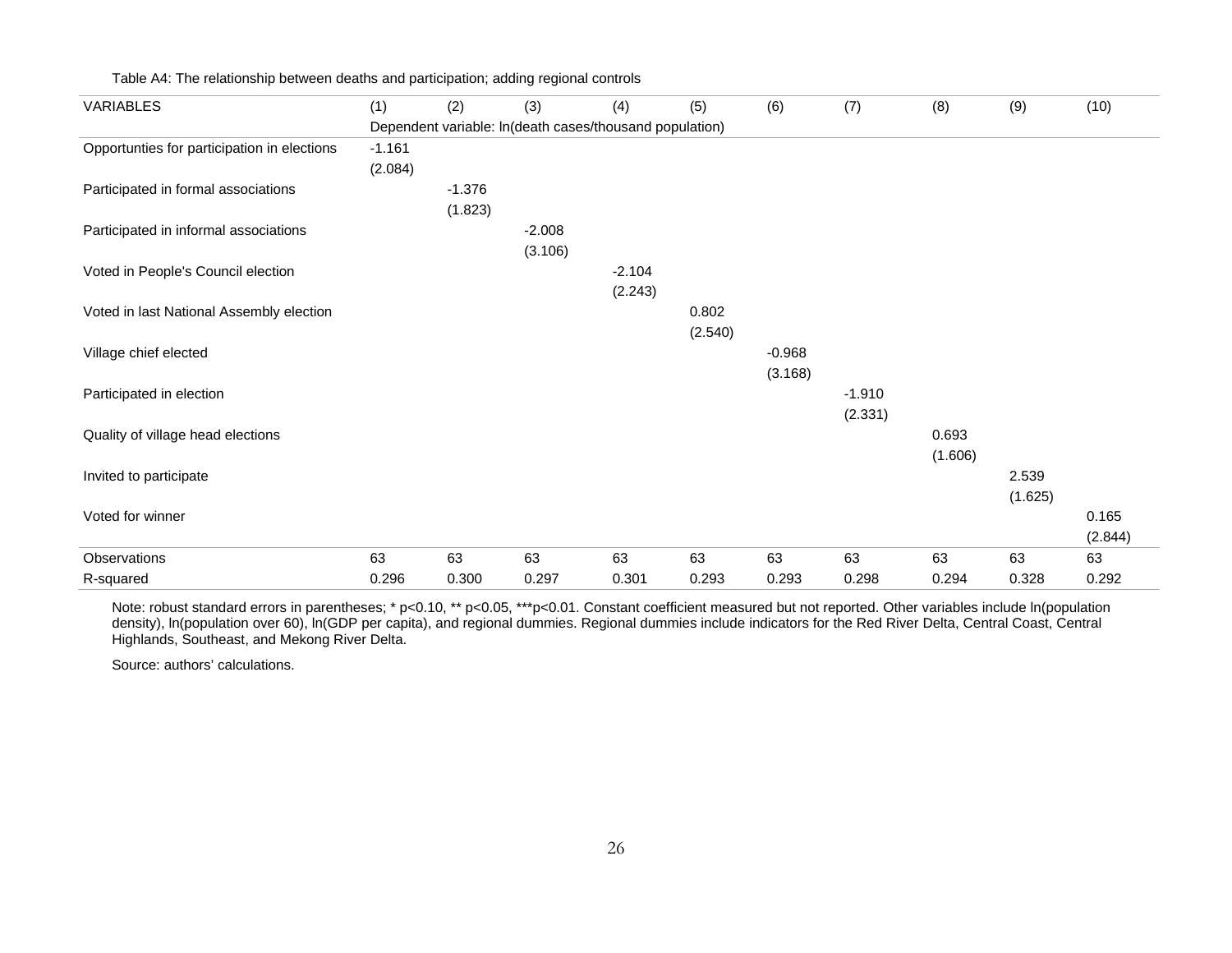Table A4: The relationship between deaths and participation; adding regional controls

| VARIABLES | (1) | (2) | (3) | (4) | (5) | (6) | (7) | (8) | (9) | (10) |
|---|---|---|---|---|---|---|---|---|---|---|
| | Dependent variable: ln(death cases/thousand population) | | | | | | | | | |
| Opportunties for participation in elections | -1.161 | | | | | | | | | |
| | (2.084) | | | | | | | | | |
| Participated in formal associations | | -1.376 | | | | | | | | |
| | | (1.823) | | | | | | | | |
| Participated in informal associations | | | -2.008 | | | | | | | |
| | | | (3.106) | | | | | | | |
| Voted in People's Council election | | | | -2.104 | | | | | | |
| | | | | (2.243) | | | | | | |
| Voted in last National Assembly election | | | | | 0.802 | | | | | |
| | | | | | (2.540) | | | | | |
| Village chief elected | | | | | | -0.968 | | | | |
| | | | | | | (3.168) | | | | |
| Participated in election | | | | | | | -1.910 | | | |
| | | | | | | | (2.331) | | | |
| Quality of village head elections | | | | | | | | 0.693 | | |
| | | | | | | | | (1.606) | | |
| Invited to participate | | | | | | | | | 2.539 | |
| | | | | | | | | | (1.625) | |
| Voted for winner | | | | | | | | | | 0.165 |
| | | | | | | | | | | (2.844) |
| Observations | 63 | 63 | 63 | 63 | 63 | 63 | 63 | 63 | 63 | 63 |
| R-squared | 0.296 | 0.300 | 0.297 | 0.301 | 0.293 | 0.293 | 0.298 | 0.294 | 0.328 | 0.292 |

Note: robust standard errors in parentheses; * p<0.10, ** p<0.05, ***p<0.01. Constant coefficient measured but not reported. Other variables include ln(population density), ln(population over 60), ln(GDP per capita), and regional dummies. Regional dummies include indicators for the Red River Delta, Central Coast, Central Highlands, Southeast, and Mekong River Delta.

Source: authors' calculations.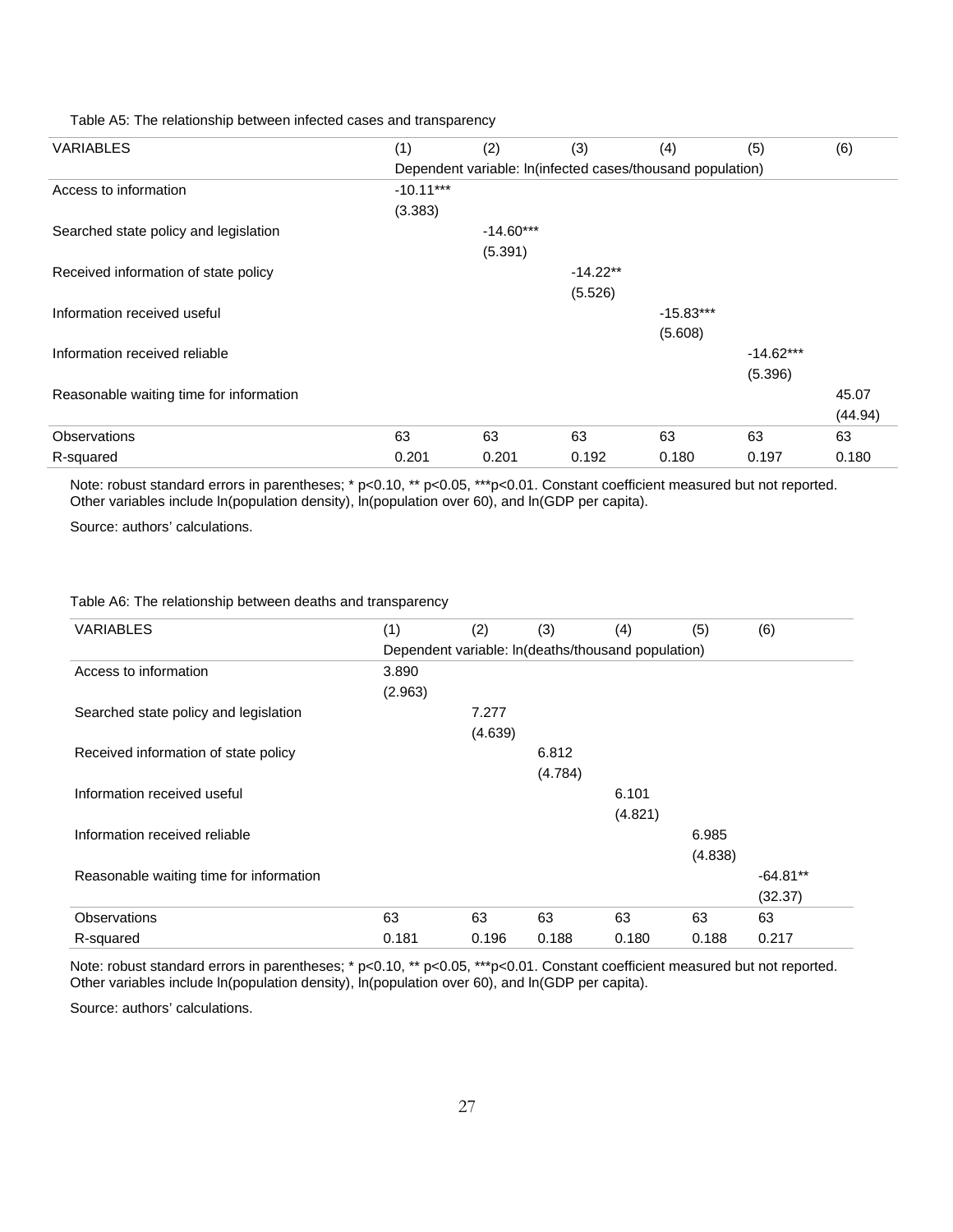Table A5: The relationship between infected cases and transparency

| VARIABLES | (1) | (2) | (3) | (4) | (5) | (6) |
|---|---|---|---|---|---|---|
| | Dependent variable: ln(infected cases/thousand population) | | | | | |
| Access to information | -10.11*** | | | | | |
| | (3.383) | | | | | |
| Searched state policy and legislation | | -14.60*** | | | | |
| | | (5.391) | | | | |
| Received information of state policy | | | -14.22** | | | |
| | | | (5.526) | | | |
| Information received useful | | | | -15.83*** | | |
| | | | | (5.608) | | |
| Information received reliable | | | | | -14.62*** | |
| | | | | | (5.396) | |
| Reasonable waiting time for information | | | | | | 45.07 |
| | | | | | | (44.94) |
| Observations | 63 | 63 | 63 | 63 | 63 | 63 |
| R-squared | 0.201 | 0.201 | 0.192 | 0.180 | 0.197 | 0.180 |

Note: robust standard errors in parentheses; * p<0.10, ** p<0.05, ***p<0.01. Constant coefficient measured but not reported. Other variables include ln(population density), ln(population over 60), and ln(GDP per capita).

Source: authors' calculations.

Table A6: The relationship between deaths and transparency

| VARIABLES | (1) | (2) | (3) | (4) | (5) | (6) |
|---|---|---|---|---|---|---|
| | Dependent variable: ln(deaths/thousand population) | | | | | |
| Access to information | 3.890 | | | | | |
| | (2.963) | | | | | |
| Searched state policy and legislation | | 7.277 | | | | |
| | | (4.639) | | | | |
| Received information of state policy | | | 6.812 | | | |
| | | | (4.784) | | | |
| Information received useful | | | | 6.101 | | |
| | | | | (4.821) | | |
| Information received reliable | | | | | 6.985 | |
| | | | | | (4.838) | |
| Reasonable waiting time for information | | | | | | -64.81** |
| | | | | | | (32.37) |
| Observations | 63 | 63 | 63 | 63 | 63 | 63 |
| R-squared | 0.181 | 0.196 | 0.188 | 0.180 | 0.188 | 0.217 |

Note: robust standard errors in parentheses; * p<0.10, ** p<0.05, ***p<0.01. Constant coefficient measured but not reported. Other variables include ln(population density), ln(population over 60), and ln(GDP per capita).

Source: authors' calculations.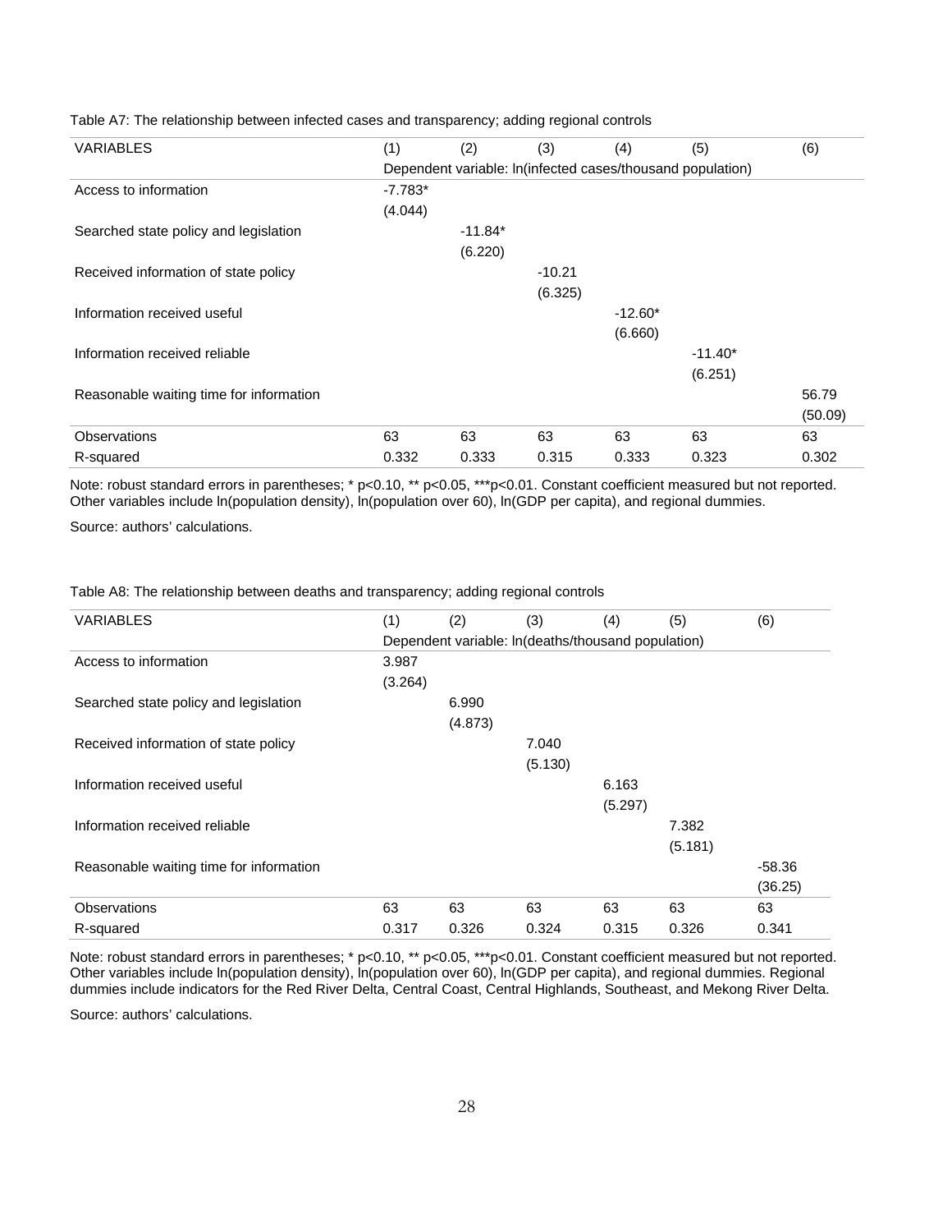Table A7: The relationship between infected cases and transparency; adding regional controls

| VARIABLES | (1) | (2) | (3) | (4) | (5) | (6) |
|---|---|---|---|---|---|---|
| | Dependent variable: ln(infected cases/thousand population) | | | | | |
| Access to information | -7.783* | | | | | |
| | (4.044) | | | | | |
| Searched state policy and legislation | | -11.84* | | | | |
| | | (6.220) | | | | |
| Received information of state policy | | | -10.21 | | | |
| | | | (6.325) | | | |
| Information received useful | | | | -12.60* | | |
| | | | | (6.660) | | |
| Information received reliable | | | | | -11.40* | |
| | | | | | (6.251) | |
| Reasonable waiting time for information | | | | | | 56.79 |
| | | | | | | (50.09) |
| Observations | 63 | 63 | 63 | 63 | 63 | 63 |
| R-squared | 0.332 | 0.333 | 0.315 | 0.333 | 0.323 | 0.302 |

Note: robust standard errors in parentheses; * p<0.10, ** p<0.05, ***p<0.01. Constant coefficient measured but not reported. Other variables include ln(population density), ln(population over 60), ln(GDP per capita), and regional dummies.

Source: authors' calculations.

Table A8: The relationship between deaths and transparency; adding regional controls

| VARIABLES | (1) | (2) | (3) | (4) | (5) | (6) |
|---|---|---|---|---|---|---|
| | Dependent variable: ln(deaths/thousand population) | | | | | |
| Access to information | 3.987 | | | | | |
| | (3.264) | | | | | |
| Searched state policy and legislation | | 6.990 | | | | |
| | | (4.873) | | | | |
| Received information of state policy | | | 7.040 | | | |
| | | | (5.130) | | | |
| Information received useful | | | | 6.163 | | |
| | | | | (5.297) | | |
| Information received reliable | | | | | 7.382 | |
| | | | | | (5.181) | |
| Reasonable waiting time for information | | | | | | -58.36 |
| | | | | | | (36.25) |
| Observations | 63 | 63 | 63 | 63 | 63 | 63 |
| R-squared | 0.317 | 0.326 | 0.324 | 0.315 | 0.326 | 0.341 |

Note: robust standard errors in parentheses; * p<0.10, ** p<0.05, ***p<0.01. Constant coefficient measured but not reported. Other variables include ln(population density), ln(population over 60), ln(GDP per capita), and regional dummies. Regional dummies include indicators for the Red River Delta, Central Coast, Central Highlands, Southeast, and Mekong River Delta.

Source: authors' calculations.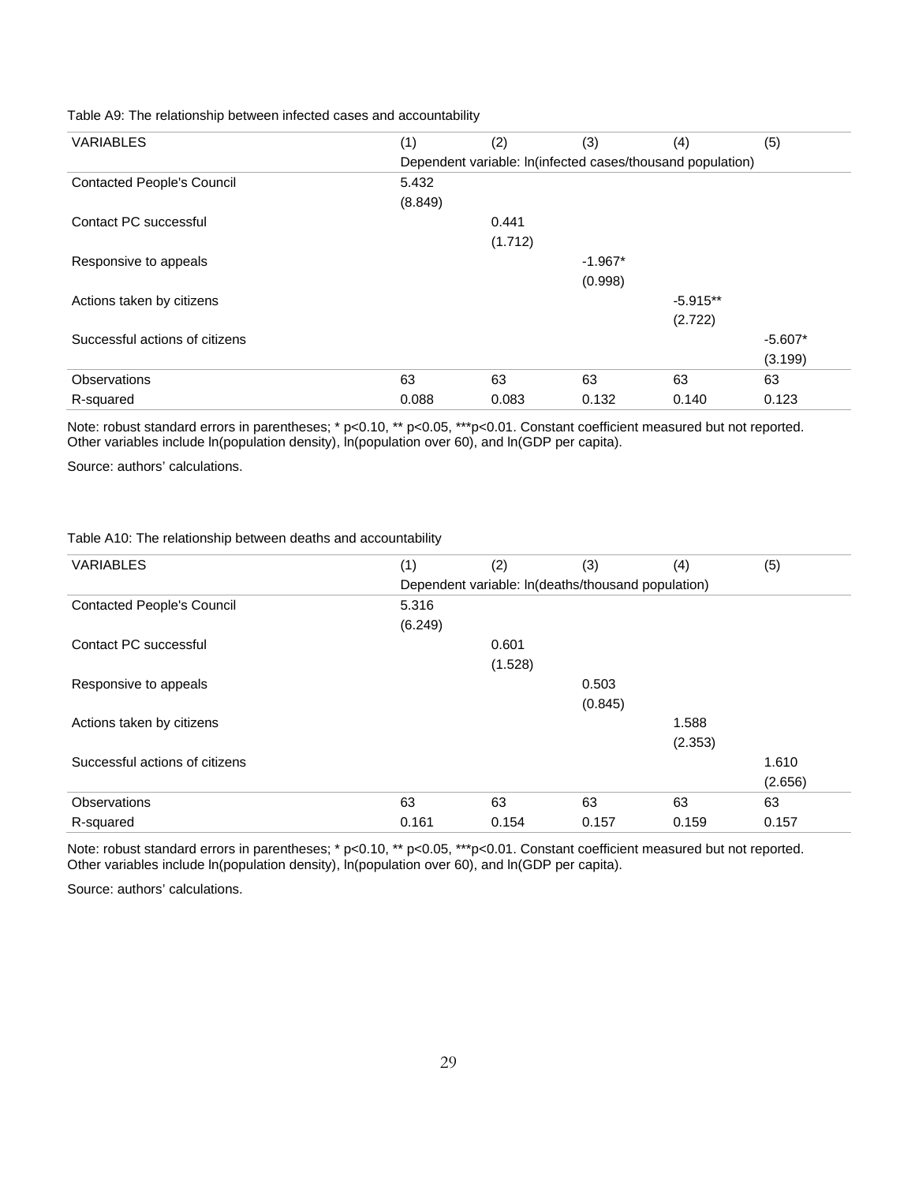Table A9: The relationship between infected cases and accountability

| VARIABLES | (1) | (2) | (3) | (4) | (5) |
|---|---|---|---|---|---|
| | Dependent variable: ln(infected cases/thousand population) | | | | |
| Contacted People's Council | 5.432 | | | | |
| | (8.849) | | | | |
| Contact PC successful | | 0.441 | | | |
| | | (1.712) | | | |
| Responsive to appeals | | | -1.967* | | |
| | | | (0.998) | | |
| Actions taken by citizens | | | | -5.915** | |
| | | | | (2.722) | |
| Successful actions of citizens | | | | | -5.607* |
| | | | | | (3.199) |
| Observations | 63 | 63 | 63 | 63 | 63 |
| R-squared | 0.088 | 0.083 | 0.132 | 0.140 | 0.123 |

Note: robust standard errors in parentheses; * p<0.10, ** p<0.05, ***p<0.01. Constant coefficient measured but not reported. Other variables include ln(population density), ln(population over 60), and ln(GDP per capita).

Source: authors' calculations.

Table A10: The relationship between deaths and accountability

| VARIABLES | (1) | (2) | (3) | (4) | (5) |
|---|---|---|---|---|---|
| | Dependent variable: ln(deaths/thousand population) | | | | |
| Contacted People's Council | 5.316 | | | | |
| | (6.249) | | | | |
| Contact PC successful | | 0.601 | | | |
| | | (1.528) | | | |
| Responsive to appeals | | | 0.503 | | |
| | | | (0.845) | | |
| Actions taken by citizens | | | | 1.588 | |
| | | | | (2.353) | |
| Successful actions of citizens | | | | | 1.610 |
| | | | | | (2.656) |
| Observations | 63 | 63 | 63 | 63 | 63 |
| R-squared | 0.161 | 0.154 | 0.157 | 0.159 | 0.157 |

Note: robust standard errors in parentheses; * p<0.10, ** p<0.05, ***p<0.01. Constant coefficient measured but not reported. Other variables include ln(population density), ln(population over 60), and ln(GDP per capita).

Source: authors' calculations.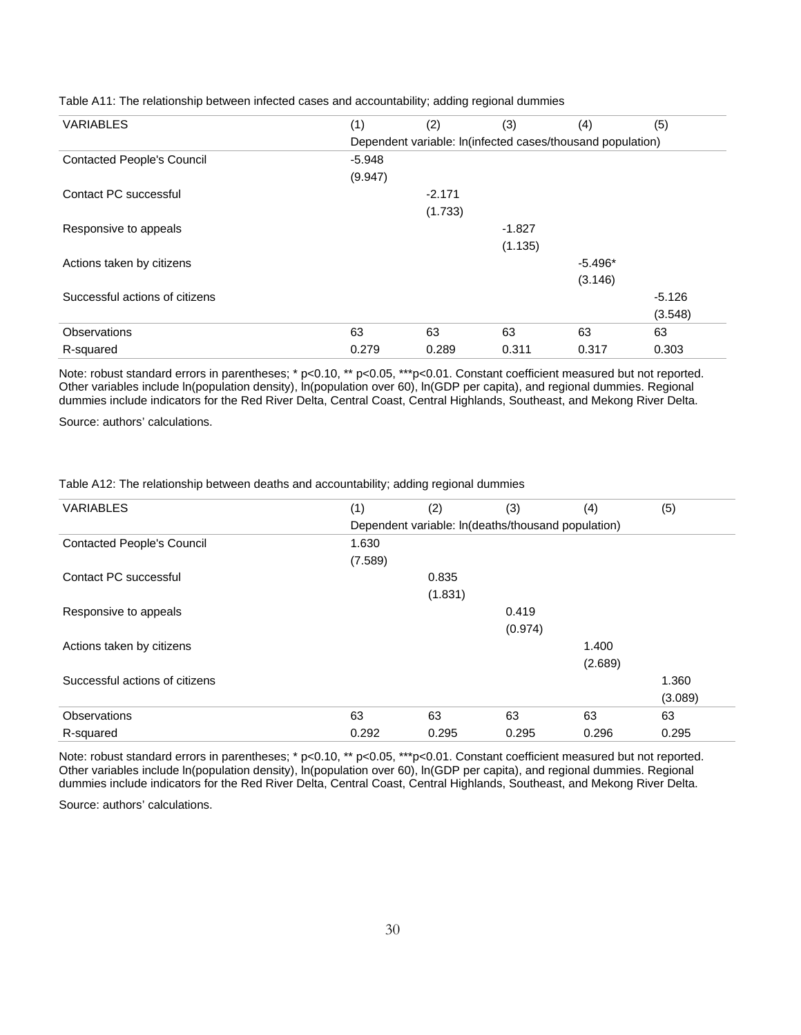Table A11: The relationship between infected cases and accountability; adding regional dummies

| VARIABLES | (1) | (2) | (3) | (4) | (5) |
|---|---|---|---|---|---|
| | Dependent variable: ln(infected cases/thousand population) | | | | |
| Contacted People's Council | -5.948 | | | | |
| | (9.947) | | | | |
| Contact PC successful | | -2.171 | | | |
| | | (1.733) | | | |
| Responsive to appeals | | | -1.827 | | |
| | | | (1.135) | | |
| Actions taken by citizens | | | | -5.496* | |
| | | | | (3.146) | |
| Successful actions of citizens | | | | | -5.126 |
| | | | | | (3.548) |
| Observations | 63 | 63 | 63 | 63 | 63 |
| R-squared | 0.279 | 0.289 | 0.311 | 0.317 | 0.303 |

Note: robust standard errors in parentheses; * p<0.10, ** p<0.05, ***p<0.01. Constant coefficient measured but not reported. Other variables include ln(population density), ln(population over 60), ln(GDP per capita), and regional dummies. Regional dummies include indicators for the Red River Delta, Central Coast, Central Highlands, Southeast, and Mekong River Delta.

Source: authors' calculations.

Table A12: The relationship between deaths and accountability; adding regional dummies

| VARIABLES | (1) | (2) | (3) | (4) | (5) |
|---|---|---|---|---|---|
| | Dependent variable: ln(deaths/thousand population) | | | | |
| Contacted People's Council | 1.630 | | | | |
| | (7.589) | | | | |
| Contact PC successful | | 0.835 | | | |
| | | (1.831) | | | |
| Responsive to appeals | | | 0.419 | | |
| | | | (0.974) | | |
| Actions taken by citizens | | | | 1.400 | |
| | | | | (2.689) | |
| Successful actions of citizens | | | | | 1.360 |
| | | | | | (3.089) |
| Observations | 63 | 63 | 63 | 63 | 63 |
| R-squared | 0.292 | 0.295 | 0.295 | 0.296 | 0.295 |

Note: robust standard errors in parentheses; * p<0.10, ** p<0.05, ***p<0.01. Constant coefficient measured but not reported. Other variables include ln(population density), ln(population over 60), ln(GDP per capita), and regional dummies. Regional dummies include indicators for the Red River Delta, Central Coast, Central Highlands, Southeast, and Mekong River Delta.

Source: authors' calculations.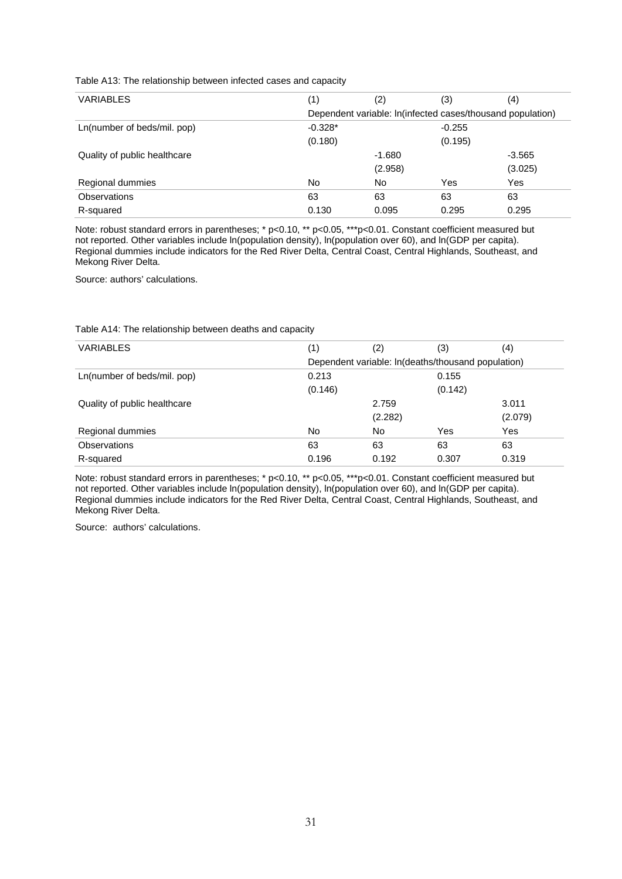Table A13: The relationship between infected cases and capacity

| VARIABLES | (1) | (2) | (3) | (4) |
|---|---|---|---|---|
| | Dependent variable: ln(infected cases/thousand population) | | | |
| Ln(number of beds/mil. pop) | -0.328* | | -0.255 | |
| | (0.180) | | (0.195) | |
| Quality of public healthcare | | -1.680 | | -3.565 |
| | | (2.958) | | (3.025) |
| Regional dummies | No | No | Yes | Yes |
| Observations | 63 | 63 | 63 | 63 |
| R-squared | 0.130 | 0.095 | 0.295 | 0.295 |

Note: robust standard errors in parentheses; * p<0.10, ** p<0.05, ***p<0.01. Constant coefficient measured but not reported. Other variables include ln(population density), ln(population over 60), and ln(GDP per capita). Regional dummies include indicators for the Red River Delta, Central Coast, Central Highlands, Southeast, and Mekong River Delta.

Source: authors' calculations.

Table A14: The relationship between deaths and capacity

| VARIABLES | (1) | (2) | (3) | (4) |
|---|---|---|---|---|
| | Dependent variable: ln(deaths/thousand population) | | | |
| Ln(number of beds/mil. pop) | 0.213 | | 0.155 | |
| | (0.146) | | (0.142) | |
| Quality of public healthcare | | 2.759 | | 3.011 |
| | | (2.282) | | (2.079) |
| Regional dummies | No | No | Yes | Yes |
| Observations | 63 | 63 | 63 | 63 |
| R-squared | 0.196 | 0.192 | 0.307 | 0.319 |

Note: robust standard errors in parentheses; * p<0.10, ** p<0.05, ***p<0.01. Constant coefficient measured but not reported. Other variables include ln(population density), ln(population over 60), and ln(GDP per capita). Regional dummies include indicators for the Red River Delta, Central Coast, Central Highlands, Southeast, and Mekong River Delta.

Source: authors' calculations.